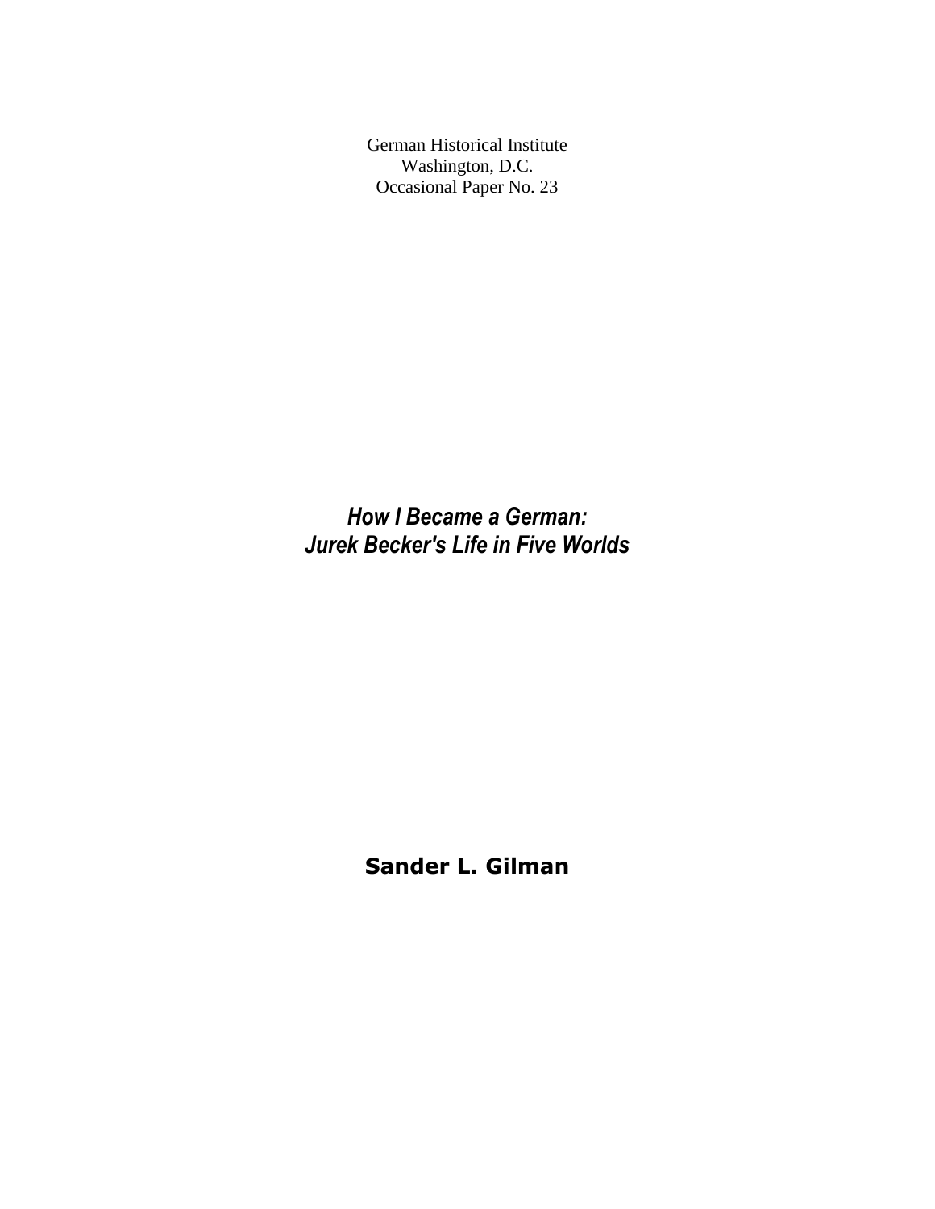German Historical Institute
Washington, D.C.
Occasional Paper No. 23

# *How I Became a German: Jurek Becker's Life in Five Worlds*

**Sander L. Gilman**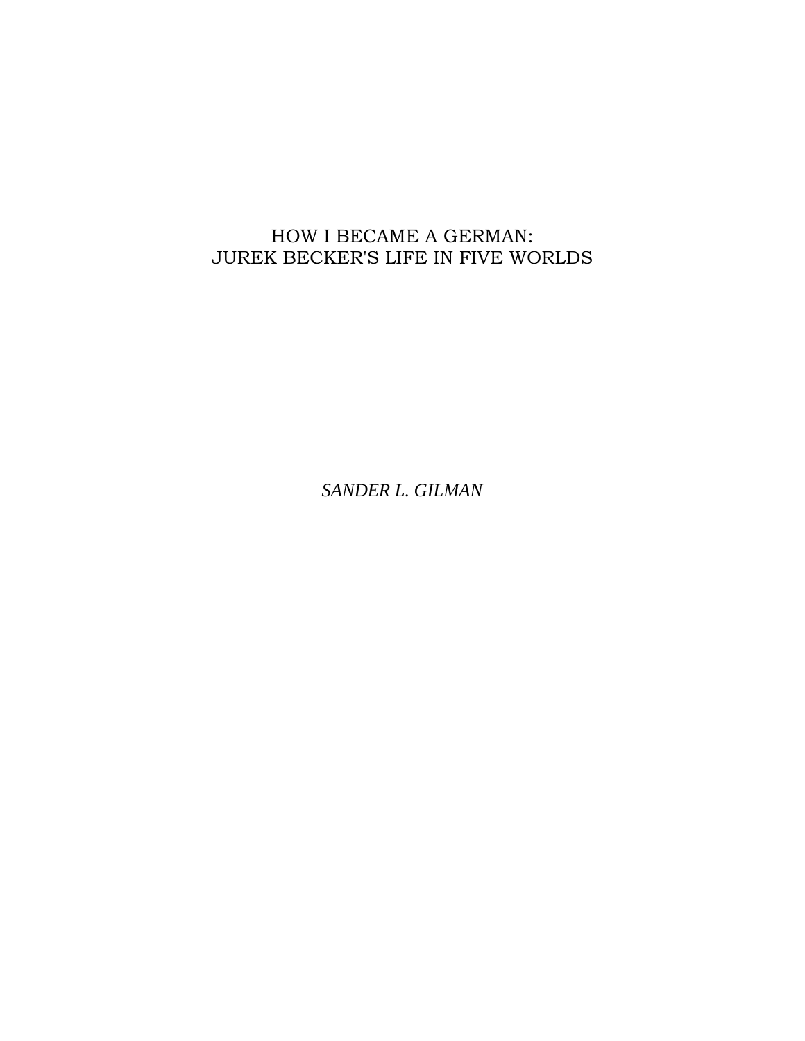# HOW I BECAME A GERMAN: JUREK BECKER'S LIFE IN FIVE WORLDS

*SANDER L. GILMAN*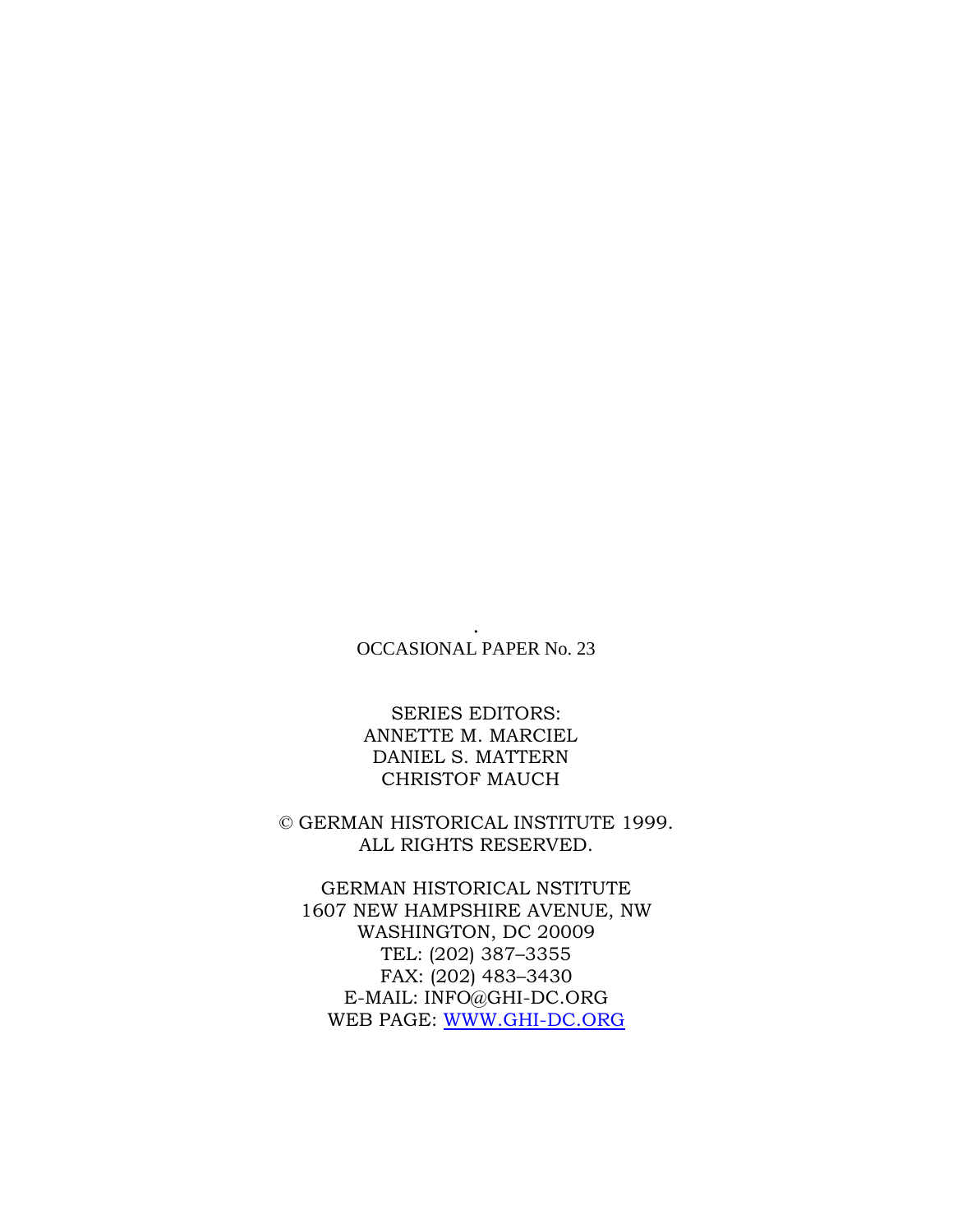.
OCCASIONAL PAPER No. 23

SERIES EDITORS:
ANNETTE M. MARCIEL
DANIEL S. MATTERN
CHRISTOF MAUCH

© GERMAN HISTORICAL INSTITUTE 1999.
ALL RIGHTS RESERVED.

GERMAN HISTORICAL NSTITUTE
1607 NEW HAMPSHIRE AVENUE, NW
WASHINGTON, DC 20009
TEL: (202) 387–3355
FAX: (202) 483–3430
E-MAIL: INFO@GHI-DC.ORG
WEB PAGE: WWW.GHI-DC.ORG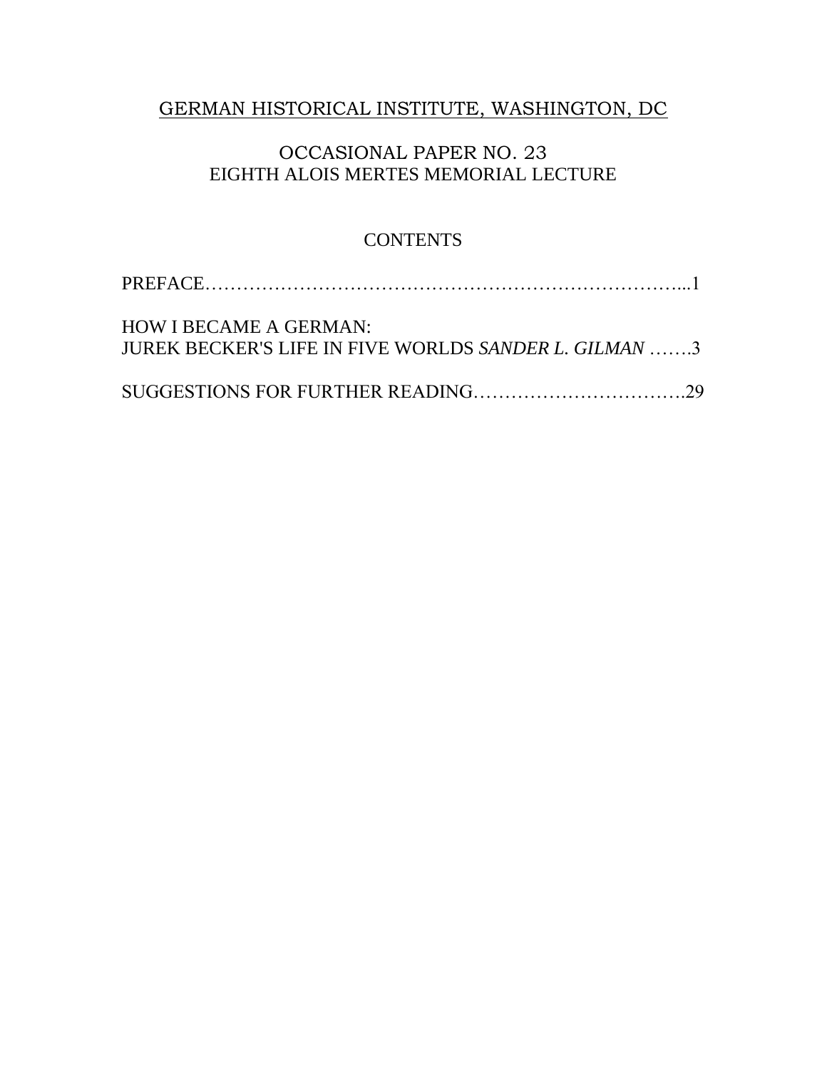GERMAN HISTORICAL INSTITUTE, WASHINGTON, DC

OCCASIONAL PAPER NO. 23
EIGHTH ALOIS MERTES MEMORIAL LECTURE

## CONTENTS

PREFACE……………………………………………………………………...1

HOW I BECAME A GERMAN:
JUREK BECKER'S LIFE IN FIVE WORLDS *SANDER L. GILMAN* …….3

SUGGESTIONS FOR FURTHER READING…………………………….29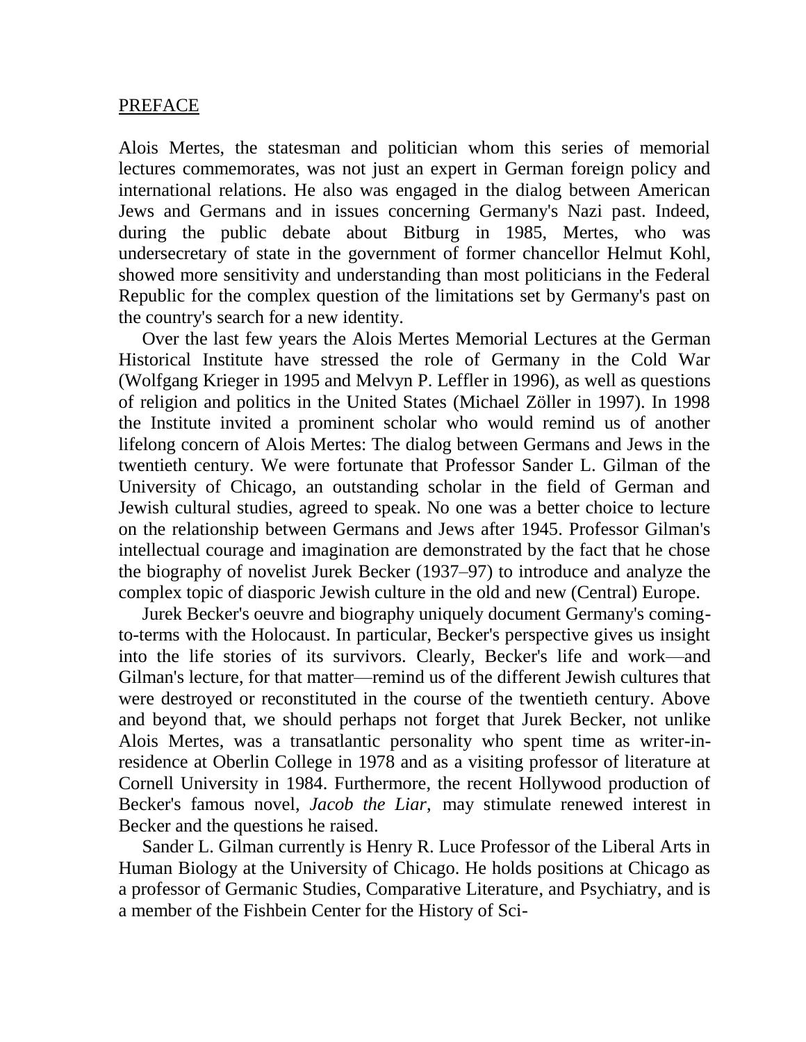## PREFACE

Alois Mertes, the statesman and politician whom this series of memorial lectures commemorates, was not just an expert in German foreign policy and international relations. He also was engaged in the dialog between American Jews and Germans and in issues concerning Germany's Nazi past. Indeed, during the public debate about Bitburg in 1985, Mertes, who was undersecretary of state in the government of former chancellor Helmut Kohl, showed more sensitivity and understanding than most politicians in the Federal Republic for the complex question of the limitations set by Germany's past on the country's search for a new identity.

Over the last few years the Alois Mertes Memorial Lectures at the German Historical Institute have stressed the role of Germany in the Cold War (Wolfgang Krieger in 1995 and Melvyn P. Leffler in 1996), as well as questions of religion and politics in the United States (Michael Zöller in 1997). In 1998 the Institute invited a prominent scholar who would remind us of another lifelong concern of Alois Mertes: The dialog between Germans and Jews in the twentieth century. We were fortunate that Professor Sander L. Gilman of the University of Chicago, an outstanding scholar in the field of German and Jewish cultural studies, agreed to speak. No one was a better choice to lecture on the relationship between Germans and Jews after 1945. Professor Gilman's intellectual courage and imagination are demonstrated by the fact that he chose the biography of novelist Jurek Becker (1937–97) to introduce and analyze the complex topic of diasporic Jewish culture in the old and new (Central) Europe.

Jurek Becker's oeuvre and biography uniquely document Germany's coming-to-terms with the Holocaust. In particular, Becker's perspective gives us insight into the life stories of its survivors. Clearly, Becker's life and work—and Gilman's lecture, for that matter—remind us of the different Jewish cultures that were destroyed or reconstituted in the course of the twentieth century. Above and beyond that, we should perhaps not forget that Jurek Becker, not unlike Alois Mertes, was a transatlantic personality who spent time as writer-in-residence at Oberlin College in 1978 and as a visiting professor of literature at Cornell University in 1984. Furthermore, the recent Hollywood production of Becker's famous novel, *Jacob the Liar*, may stimulate renewed interest in Becker and the questions he raised.

Sander L. Gilman currently is Henry R. Luce Professor of the Liberal Arts in Human Biology at the University of Chicago. He holds positions at Chicago as a professor of Germanic Studies, Comparative Literature, and Psychiatry, and is a member of the Fishbein Center for the History of Sci-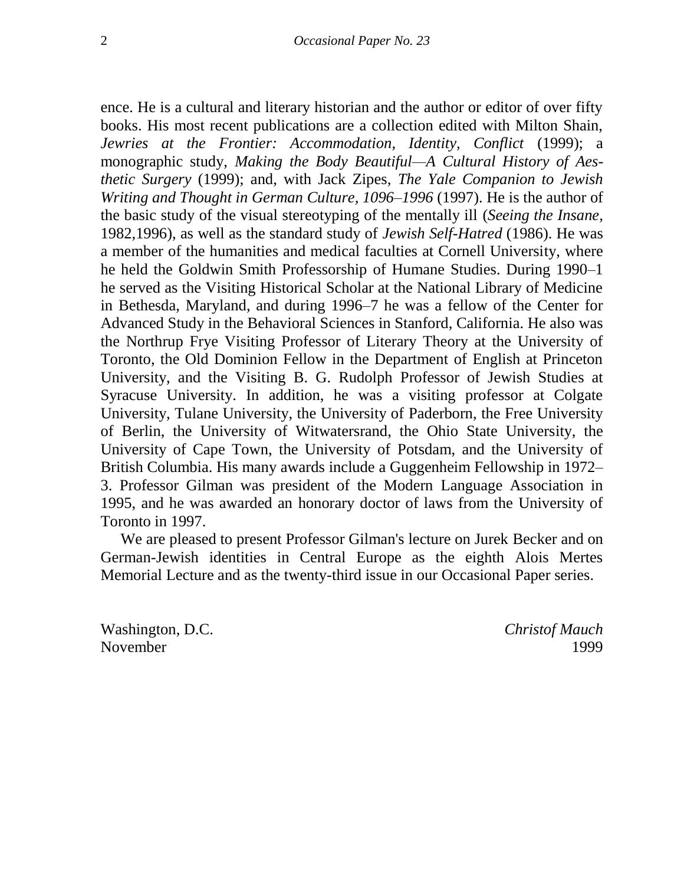ence. He is a cultural and literary historian and the author or editor of over fifty books. His most recent publications are a collection edited with Milton Shain, *Jewries at the Frontier: Accommodation, Identity, Conflict* (1999); a monographic study, *Making the Body Beautiful—A Cultural History of Aesthetic Surgery* (1999); and, with Jack Zipes, *The Yale Companion to Jewish Writing and Thought in German Culture, 1096–1996* (1997). He is the author of the basic study of the visual stereotyping of the mentally ill (*Seeing the Insane,* 1982,1996), as well as the standard study of *Jewish Self-Hatred* (1986). He was a member of the humanities and medical faculties at Cornell University, where he held the Goldwin Smith Professorship of Humane Studies. During 1990–1 he served as the Visiting Historical Scholar at the National Library of Medicine in Bethesda, Maryland, and during 1996–7 he was a fellow of the Center for Advanced Study in the Behavioral Sciences in Stanford, California. He also was the Northrup Frye Visiting Professor of Literary Theory at the University of Toronto, the Old Dominion Fellow in the Department of English at Princeton University, and the Visiting B. G. Rudolph Professor of Jewish Studies at Syracuse University. In addition, he was a visiting professor at Colgate University, Tulane University, the University of Paderborn, the Free University of Berlin, the University of Witwatersrand, the Ohio State University, the University of Cape Town, the University of Potsdam, and the University of British Columbia. His many awards include a Guggenheim Fellowship in 1972–3. Professor Gilman was president of the Modern Language Association in 1995, and he was awarded an honorary doctor of laws from the University of Toronto in 1997.

We are pleased to present Professor Gilman's lecture on Jurek Becker and on German-Jewish identities in Central Europe as the eighth Alois Mertes Memorial Lecture and as the twenty-third issue in our Occasional Paper series.

Washington, D.C. *Christof Mauch*
November 1999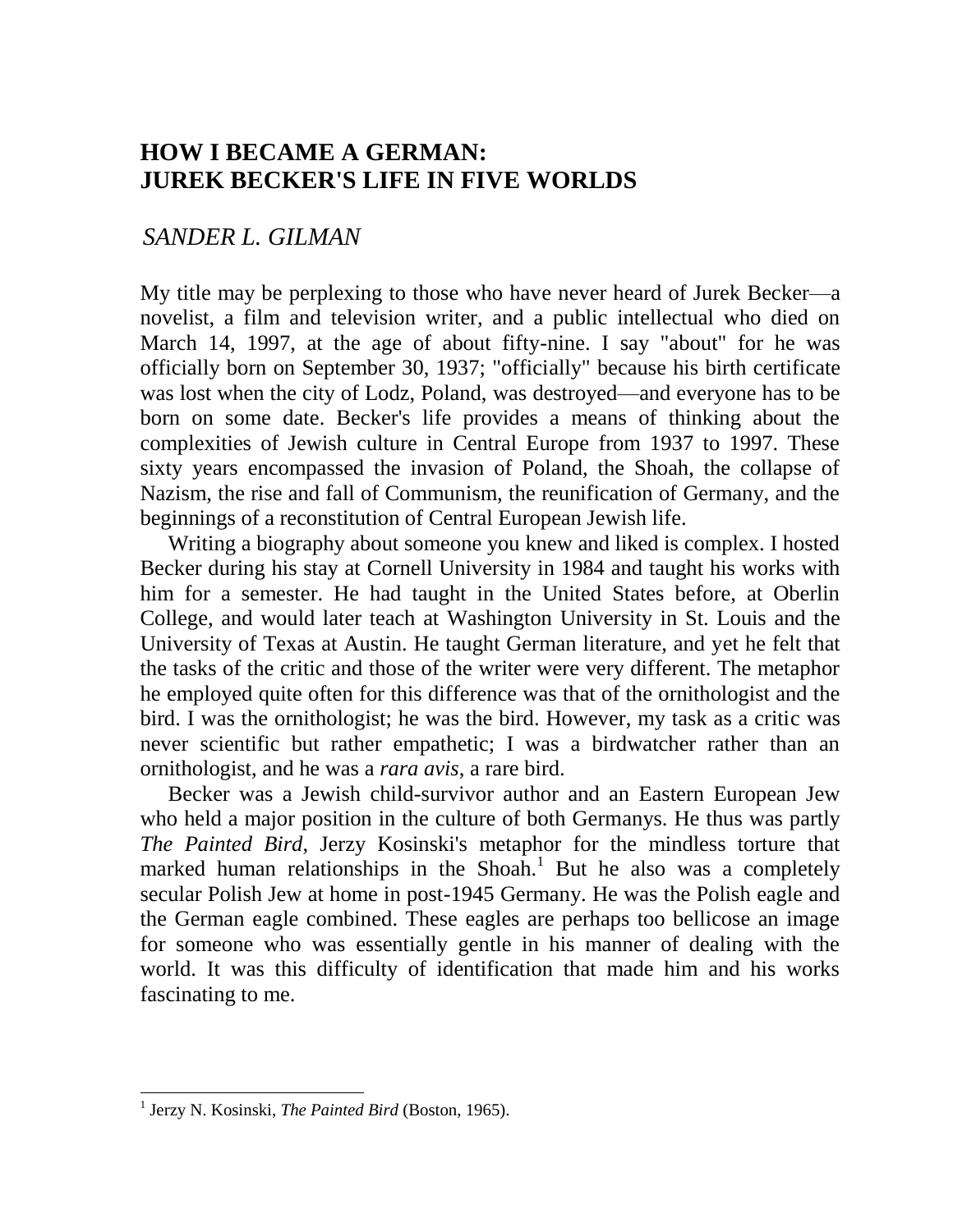# HOW I BECAME A GERMAN: JUREK BECKER'S LIFE IN FIVE WORLDS

*SANDER L. GILMAN*

My title may be perplexing to those who have never heard of Jurek Becker—a novelist, a film and television writer, and a public intellectual who died on March 14, 1997, at the age of about fifty-nine. I say "about" for he was officially born on September 30, 1937; "officially" because his birth certificate was lost when the city of Lodz, Poland, was destroyed—and everyone has to be born on some date. Becker's life provides a means of thinking about the complexities of Jewish culture in Central Europe from 1937 to 1997. These sixty years encompassed the invasion of Poland, the Shoah, the collapse of Nazism, the rise and fall of Communism, the reunification of Germany, and the beginnings of a reconstitution of Central European Jewish life.

Writing a biography about someone you knew and liked is complex. I hosted Becker during his stay at Cornell University in 1984 and taught his works with him for a semester. He had taught in the United States before, at Oberlin College, and would later teach at Washington University in St. Louis and the University of Texas at Austin. He taught German literature, and yet he felt that the tasks of the critic and those of the writer were very different. The metaphor he employed quite often for this difference was that of the ornithologist and the bird. I was the ornithologist; he was the bird. However, my task as a critic was never scientific but rather empathetic; I was a birdwatcher rather than an ornithologist, and he was a *rara avis*, a rare bird.

Becker was a Jewish child-survivor author and an Eastern European Jew who held a major position in the culture of both Germanys. He thus was partly *The Painted Bird*, Jerzy Kosinski's metaphor for the mindless torture that marked human relationships in the Shoah.[1] But he also was a completely secular Polish Jew at home in post-1945 Germany. He was the Polish eagle and the German eagle combined. These eagles are perhaps too bellicose an image for someone who was essentially gentle in his manner of dealing with the world. It was this difficulty of identification that made him and his works fascinating to me.

[1] Jerzy N. Kosinski, *The Painted Bird* (Boston, 1965).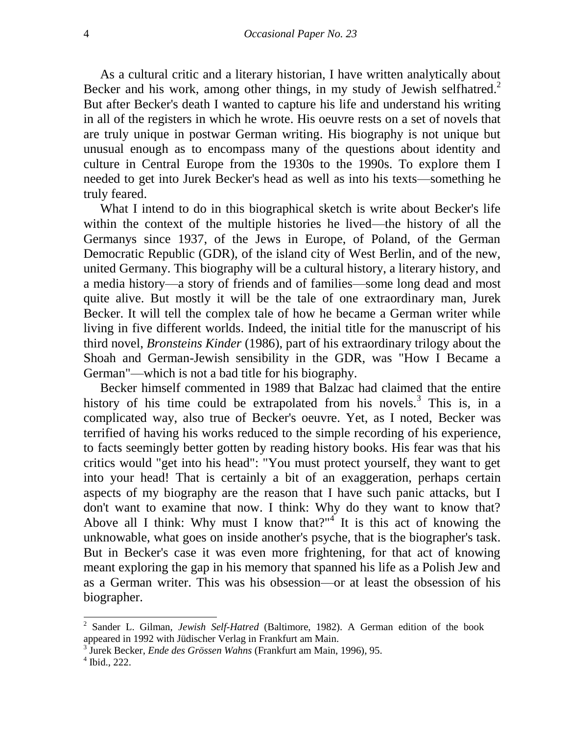As a cultural critic and a literary historian, I have written analytically about Becker and his work, among other things, in my study of Jewish selfhatred.[2] But after Becker's death I wanted to capture his life and understand his writing in all of the registers in which he wrote. His oeuvre rests on a set of novels that are truly unique in postwar German writing. His biography is not unique but unusual enough as to encompass many of the questions about identity and culture in Central Europe from the 1930s to the 1990s. To explore them I needed to get into Jurek Becker's head as well as into his texts—something he truly feared.

What I intend to do in this biographical sketch is write about Becker's life within the context of the multiple histories he lived—the history of all the Germanys since 1937, of the Jews in Europe, of Poland, of the German Democratic Republic (GDR), of the island city of West Berlin, and of the new, united Germany. This biography will be a cultural history, a literary history, and a media history—a story of friends and of families—some long dead and most quite alive. But mostly it will be the tale of one extraordinary man, Jurek Becker. It will tell the complex tale of how he became a German writer while living in five different worlds. Indeed, the initial title for the manuscript of his third novel, *Bronsteins Kinder* (1986), part of his extraordinary trilogy about the Shoah and German-Jewish sensibility in the GDR, was "How I Became a German"—which is not a bad title for his biography.

Becker himself commented in 1989 that Balzac had claimed that the entire history of his time could be extrapolated from his novels.[3] This is, in a complicated way, also true of Becker's oeuvre. Yet, as I noted, Becker was terrified of having his works reduced to the simple recording of his experience, to facts seemingly better gotten by reading history books. His fear was that his critics would "get into his head": "You must protect yourself, they want to get into your head! That is certainly a bit of an exaggeration, perhaps certain aspects of my biography are the reason that I have such panic attacks, but I don't want to examine that now. I think: Why do they want to know that? Above all I think: Why must I know that?"[4] It is this act of knowing the unknowable, what goes on inside another's psyche, that is the biographer's task. But in Becker's case it was even more frightening, for that act of knowing meant exploring the gap in his memory that spanned his life as a Polish Jew and as a German writer. This was his obsession—or at least the obsession of his biographer.

---

[2] Sander L. Gilman, *Jewish Self-Hatred* (Baltimore, 1982). A German edition of the book appeared in 1992 with Jüdischer Verlag in Frankfurt am Main.

[3] Jurek Becker, *Ende des Grössen Wahns* (Frankfurt am Main, 1996), 95.

[4] Ibid., 222.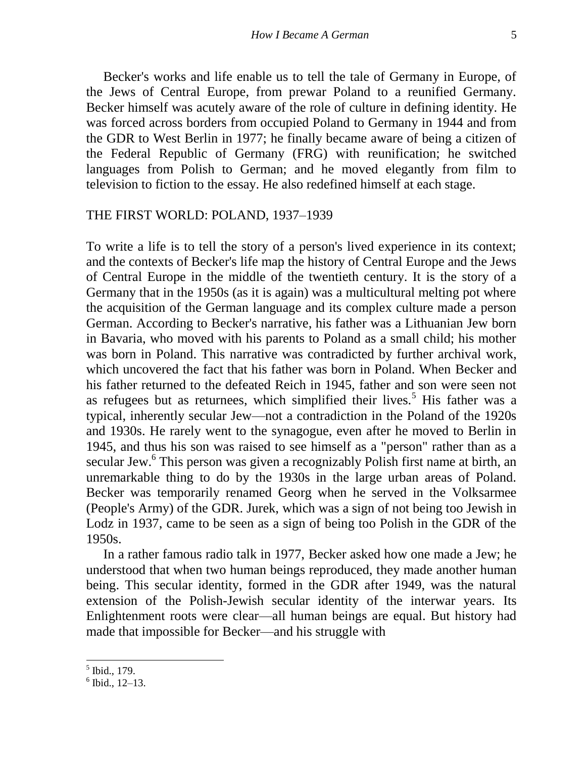Becker's works and life enable us to tell the tale of Germany in Europe, of the Jews of Central Europe, from prewar Poland to a reunified Germany. Becker himself was acutely aware of the role of culture in defining identity. He was forced across borders from occupied Poland to Germany in 1944 and from the GDR to West Berlin in 1977; he finally became aware of being a citizen of the Federal Republic of Germany (FRG) with reunification; he switched languages from Polish to German; and he moved elegantly from film to television to fiction to the essay. He also redefined himself at each stage.

## THE FIRST WORLD: POLAND, 1937–1939

To write a life is to tell the story of a person's lived experience in its context; and the contexts of Becker's life map the history of Central Europe and the Jews of Central Europe in the middle of the twentieth century. It is the story of a Germany that in the 1950s (as it is again) was a multicultural melting pot where the acquisition of the German language and its complex culture made a person German. According to Becker's narrative, his father was a Lithuanian Jew born in Bavaria, who moved with his parents to Poland as a small child; his mother was born in Poland. This narrative was contradicted by further archival work, which uncovered the fact that his father was born in Poland. When Becker and his father returned to the defeated Reich in 1945, father and son were seen not as refugees but as returnees, which simplified their lives.[5] His father was a typical, inherently secular Jew—not a contradiction in the Poland of the 1920s and 1930s. He rarely went to the synagogue, even after he moved to Berlin in 1945, and thus his son was raised to see himself as a "person" rather than as a secular Jew.[6] This person was given a recognizably Polish first name at birth, an unremarkable thing to do by the 1930s in the large urban areas of Poland. Becker was temporarily renamed Georg when he served in the Volksarmee (People's Army) of the GDR. Jurek, which was a sign of not being too Jewish in Lodz in 1937, came to be seen as a sign of being too Polish in the GDR of the 1950s.

In a rather famous radio talk in 1977, Becker asked how one made a Jew; he understood that when two human beings reproduced, they made another human being. This secular identity, formed in the GDR after 1949, was the natural extension of the Polish-Jewish secular identity of the interwar years. Its Enlightenment roots were clear—all human beings are equal. But history had made that impossible for Becker—and his struggle with

[5] Ibid., 179.

[6] Ibid., 12–13.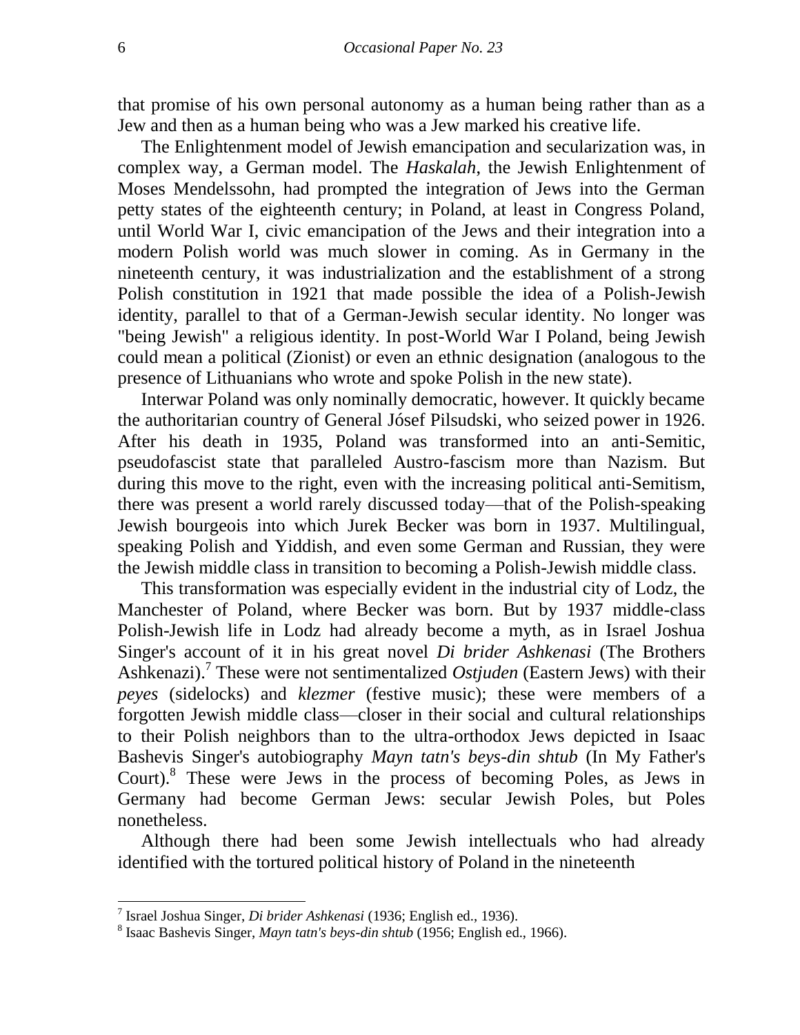that promise of his own personal autonomy as a human being rather than as a Jew and then as a human being who was a Jew marked his creative life.

The Enlightenment model of Jewish emancipation and secularization was, in complex way, a German model. The *Haskalah*, the Jewish Enlightenment of Moses Mendelssohn, had prompted the integration of Jews into the German petty states of the eighteenth century; in Poland, at least in Congress Poland, until World War I, civic emancipation of the Jews and their integration into a modern Polish world was much slower in coming. As in Germany in the nineteenth century, it was industrialization and the establishment of a strong Polish constitution in 1921 that made possible the idea of a Polish-Jewish identity, parallel to that of a German-Jewish secular identity. No longer was "being Jewish" a religious identity. In post-World War I Poland, being Jewish could mean a political (Zionist) or even an ethnic designation (analogous to the presence of Lithuanians who wrote and spoke Polish in the new state).

Interwar Poland was only nominally democratic, however. It quickly became the authoritarian country of General Jósef Pilsudski, who seized power in 1926. After his death in 1935, Poland was transformed into an anti-Semitic, pseudofascist state that paralleled Austro-fascism more than Nazism. But during this move to the right, even with the increasing political anti-Semitism, there was present a world rarely discussed today—that of the Polish-speaking Jewish bourgeois into which Jurek Becker was born in 1937. Multilingual, speaking Polish and Yiddish, and even some German and Russian, they were the Jewish middle class in transition to becoming a Polish-Jewish middle class.

This transformation was especially evident in the industrial city of Lodz, the Manchester of Poland, where Becker was born. But by 1937 middle-class Polish-Jewish life in Lodz had already become a myth, as in Israel Joshua Singer's account of it in his great novel *Di brider Ashkenasi* (The Brothers Ashkenazi).[7] These were not sentimentalized *Ostjuden* (Eastern Jews) with their *peyes* (sidelocks) and *klezmer* (festive music); these were members of a forgotten Jewish middle class—closer in their social and cultural relationships to their Polish neighbors than to the ultra-orthodox Jews depicted in Isaac Bashevis Singer's autobiography *Mayn tatn's beys-din shtub* (In My Father's Court).[8] These were Jews in the process of becoming Poles, as Jews in Germany had become German Jews: secular Jewish Poles, but Poles nonetheless.

Although there had been some Jewish intellectuals who had already identified with the tortured political history of Poland in the nineteenth

---

[7] Israel Joshua Singer, *Di brider Ashkenasi* (1936; English ed., 1936).

[8] Isaac Bashevis Singer, *Mayn tatn's beys-din shtub* (1956; English ed., 1966).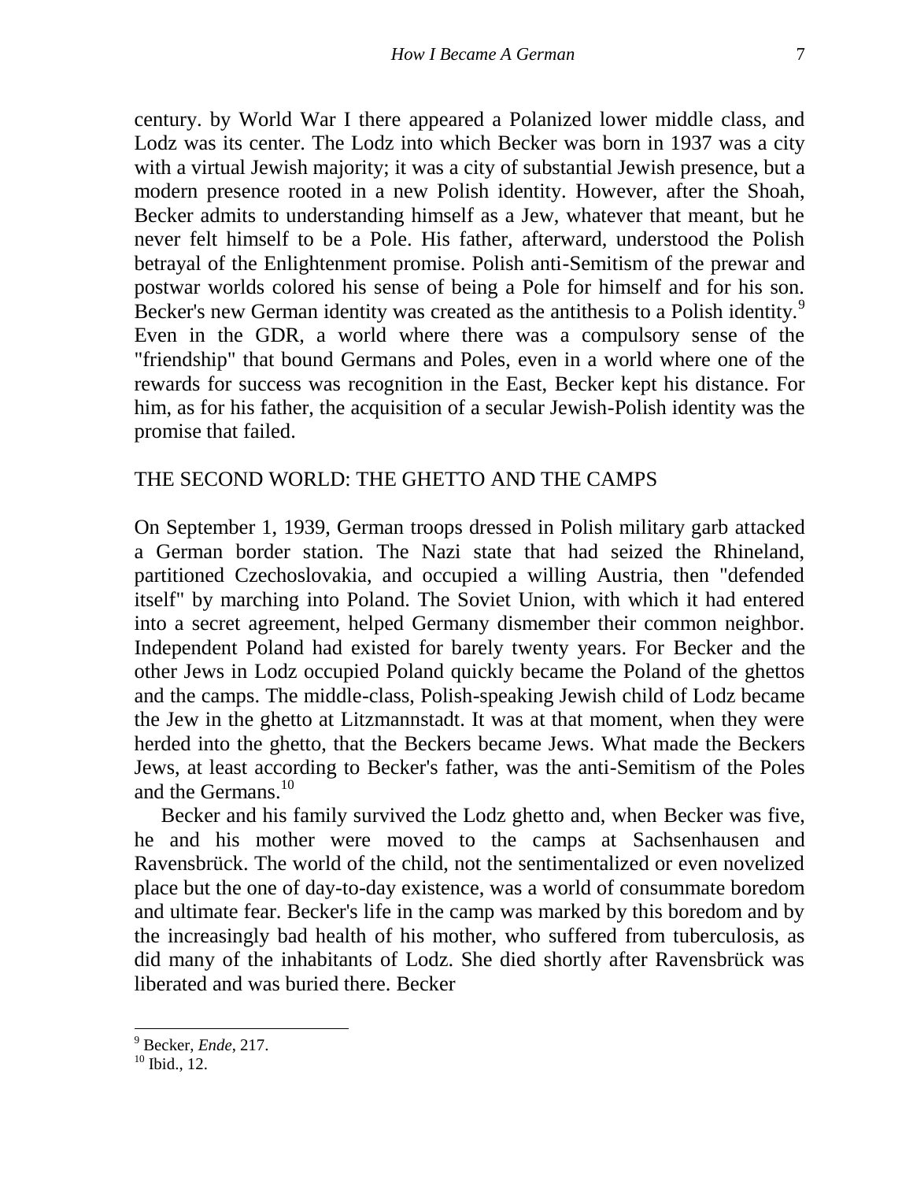century. by World War I there appeared a Polanized lower middle class, and Lodz was its center. The Lodz into which Becker was born in 1937 was a city with a virtual Jewish majority; it was a city of substantial Jewish presence, but a modern presence rooted in a new Polish identity. However, after the Shoah, Becker admits to understanding himself as a Jew, whatever that meant, but he never felt himself to be a Pole. His father, afterward, understood the Polish betrayal of the Enlightenment promise. Polish anti-Semitism of the prewar and postwar worlds colored his sense of being a Pole for himself and for his son. Becker's new German identity was created as the antithesis to a Polish identity.[9] Even in the GDR, a world where there was a compulsory sense of the "friendship" that bound Germans and Poles, even in a world where one of the rewards for success was recognition in the East, Becker kept his distance. For him, as for his father, the acquisition of a secular Jewish-Polish identity was the promise that failed.

## THE SECOND WORLD: THE GHETTO AND THE CAMPS

On September 1, 1939, German troops dressed in Polish military garb attacked a German border station. The Nazi state that had seized the Rhineland, partitioned Czechoslovakia, and occupied a willing Austria, then "defended itself" by marching into Poland. The Soviet Union, with which it had entered into a secret agreement, helped Germany dismember their common neighbor. Independent Poland had existed for barely twenty years. For Becker and the other Jews in Lodz occupied Poland quickly became the Poland of the ghettos and the camps. The middle-class, Polish-speaking Jewish child of Lodz became the Jew in the ghetto at Litzmannstadt. It was at that moment, when they were herded into the ghetto, that the Beckers became Jews. What made the Beckers Jews, at least according to Becker's father, was the anti-Semitism of the Poles and the Germans.[10]

Becker and his family survived the Lodz ghetto and, when Becker was five, he and his mother were moved to the camps at Sachsenhausen and Ravensbrück. The world of the child, not the sentimentalized or even novelized place but the one of day-to-day existence, was a world of consummate boredom and ultimate fear. Becker's life in the camp was marked by this boredom and by the increasingly bad health of his mother, who suffered from tuberculosis, as did many of the inhabitants of Lodz. She died shortly after Ravensbrück was liberated and was buried there. Becker

---

[9] Becker, *Ende*, 217.

[10] Ibid., 12.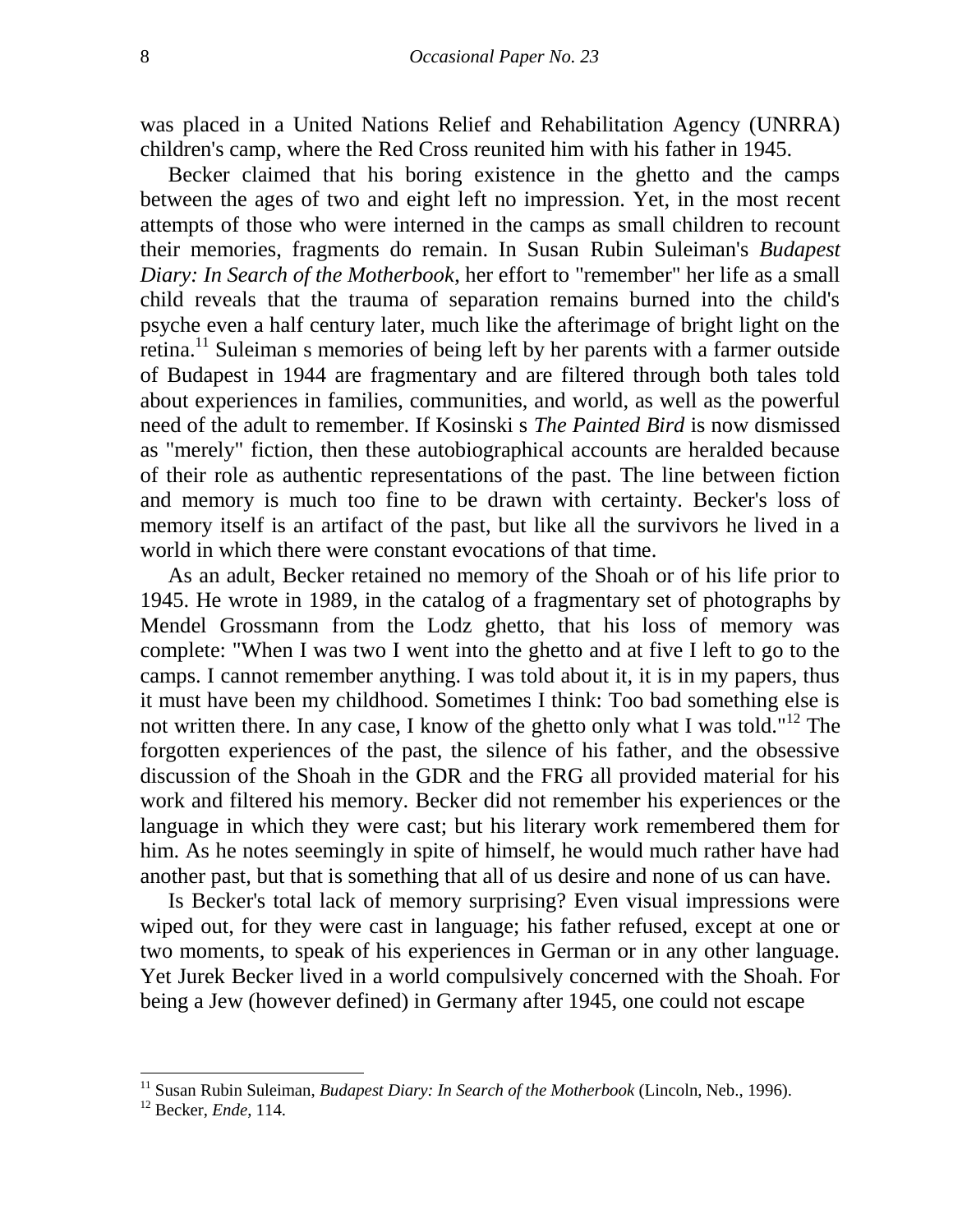was placed in a United Nations Relief and Rehabilitation Agency (UNRRA) children's camp, where the Red Cross reunited him with his father in 1945.

Becker claimed that his boring existence in the ghetto and the camps between the ages of two and eight left no impression. Yet, in the most recent attempts of those who were interned in the camps as small children to recount their memories, fragments do remain. In Susan Rubin Suleiman's *Budapest Diary: In Search of the Motherbook*, her effort to "remember" her life as a small child reveals that the trauma of separation remains burned into the child's psyche even a half century later, much like the afterimage of bright light on the retina.[11] Suleiman s memories of being left by her parents with a farmer outside of Budapest in 1944 are fragmentary and are filtered through both tales told about experiences in families, communities, and world, as well as the powerful need of the adult to remember. If Kosinski s *The Painted Bird* is now dismissed as "merely" fiction, then these autobiographical accounts are heralded because of their role as authentic representations of the past. The line between fiction and memory is much too fine to be drawn with certainty. Becker's loss of memory itself is an artifact of the past, but like all the survivors he lived in a world in which there were constant evocations of that time.

As an adult, Becker retained no memory of the Shoah or of his life prior to 1945. He wrote in 1989, in the catalog of a fragmentary set of photographs by Mendel Grossmann from the Lodz ghetto, that his loss of memory was complete: "When I was two I went into the ghetto and at five I left to go to the camps. I cannot remember anything. I was told about it, it is in my papers, thus it must have been my childhood. Sometimes I think: Too bad something else is not written there. In any case, I know of the ghetto only what I was told."[12] The forgotten experiences of the past, the silence of his father, and the obsessive discussion of the Shoah in the GDR and the FRG all provided material for his work and filtered his memory. Becker did not remember his experiences or the language in which they were cast; but his literary work remembered them for him. As he notes seemingly in spite of himself, he would much rather have had another past, but that is something that all of us desire and none of us can have.

Is Becker's total lack of memory surprising? Even visual impressions were wiped out, for they were cast in language; his father refused, except at one or two moments, to speak of his experiences in German or in any other language. Yet Jurek Becker lived in a world compulsively concerned with the Shoah. For being a Jew (however defined) in Germany after 1945, one could not escape

---

[11] Susan Rubin Suleiman, *Budapest Diary: In Search of the Motherbook* (Lincoln, Neb., 1996).

[12] Becker, *Ende*, 114.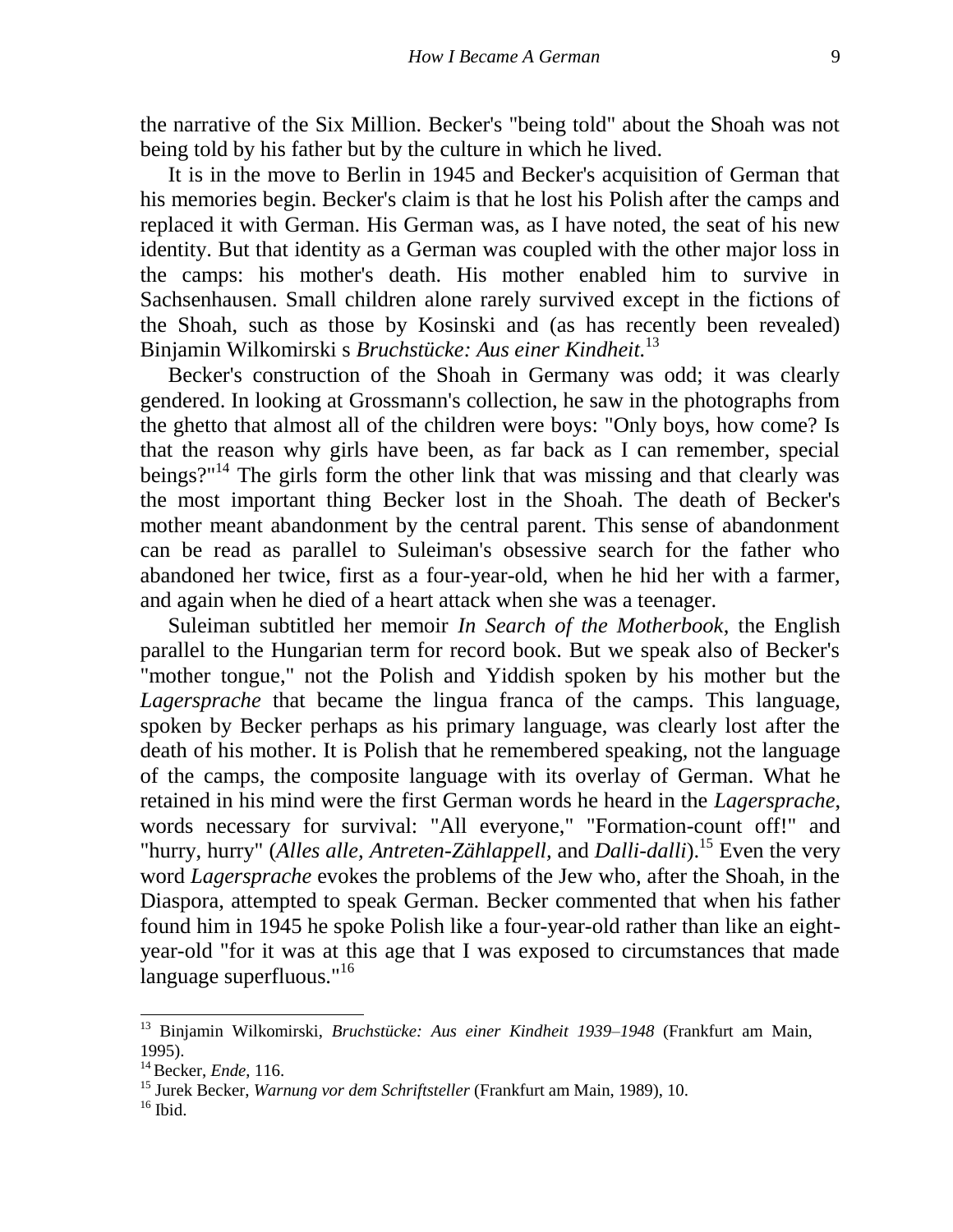the narrative of the Six Million. Becker's "being told" about the Shoah was not being told by his father but by the culture in which he lived.

It is in the move to Berlin in 1945 and Becker's acquisition of German that his memories begin. Becker's claim is that he lost his Polish after the camps and replaced it with German. His German was, as I have noted, the seat of his new identity. But that identity as a German was coupled with the other major loss in the camps: his mother's death. His mother enabled him to survive in Sachsenhausen. Small children alone rarely survived except in the fictions of the Shoah, such as those by Kosinski and (as has recently been revealed) Binjamin Wilkomirski s *Bruchstücke: Aus einer Kindheit.*[13]

Becker's construction of the Shoah in Germany was odd; it was clearly gendered. In looking at Grossmann's collection, he saw in the photographs from the ghetto that almost all of the children were boys: "Only boys, how come? Is that the reason why girls have been, as far back as I can remember, special beings?"[14] The girls form the other link that was missing and that clearly was the most important thing Becker lost in the Shoah. The death of Becker's mother meant abandonment by the central parent. This sense of abandonment can be read as parallel to Suleiman's obsessive search for the father who abandoned her twice, first as a four-year-old, when he hid her with a farmer, and again when he died of a heart attack when she was a teenager.

Suleiman subtitled her memoir *In Search of the Motherbook*, the English parallel to the Hungarian term for record book. But we speak also of Becker's "mother tongue," not the Polish and Yiddish spoken by his mother but the *Lagersprache* that became the lingua franca of the camps. This language, spoken by Becker perhaps as his primary language, was clearly lost after the death of his mother. It is Polish that he remembered speaking, not the language of the camps, the composite language with its overlay of German. What he retained in his mind were the first German words he heard in the *Lagersprache*, words necessary for survival: "All everyone," "Formation-count off!" and "hurry, hurry" (*Alles alle, Antreten-Zählappell,* and *Dalli-dalli*).[15] Even the very word *Lagersprache* evokes the problems of the Jew who, after the Shoah, in the Diaspora, attempted to speak German. Becker commented that when his father found him in 1945 he spoke Polish like a four-year-old rather than like an eight-year-old "for it was at this age that I was exposed to circumstances that made language superfluous."[16]

---

[13] Binjamin Wilkomirski, *Bruchstücke: Aus einer Kindheit 1939–1948* (Frankfurt am Main, 1995).

[14] Becker, *Ende*, 116.

[15] Jurek Becker, *Warnung vor dem Schriftsteller* (Frankfurt am Main, 1989), 10.

[16] Ibid.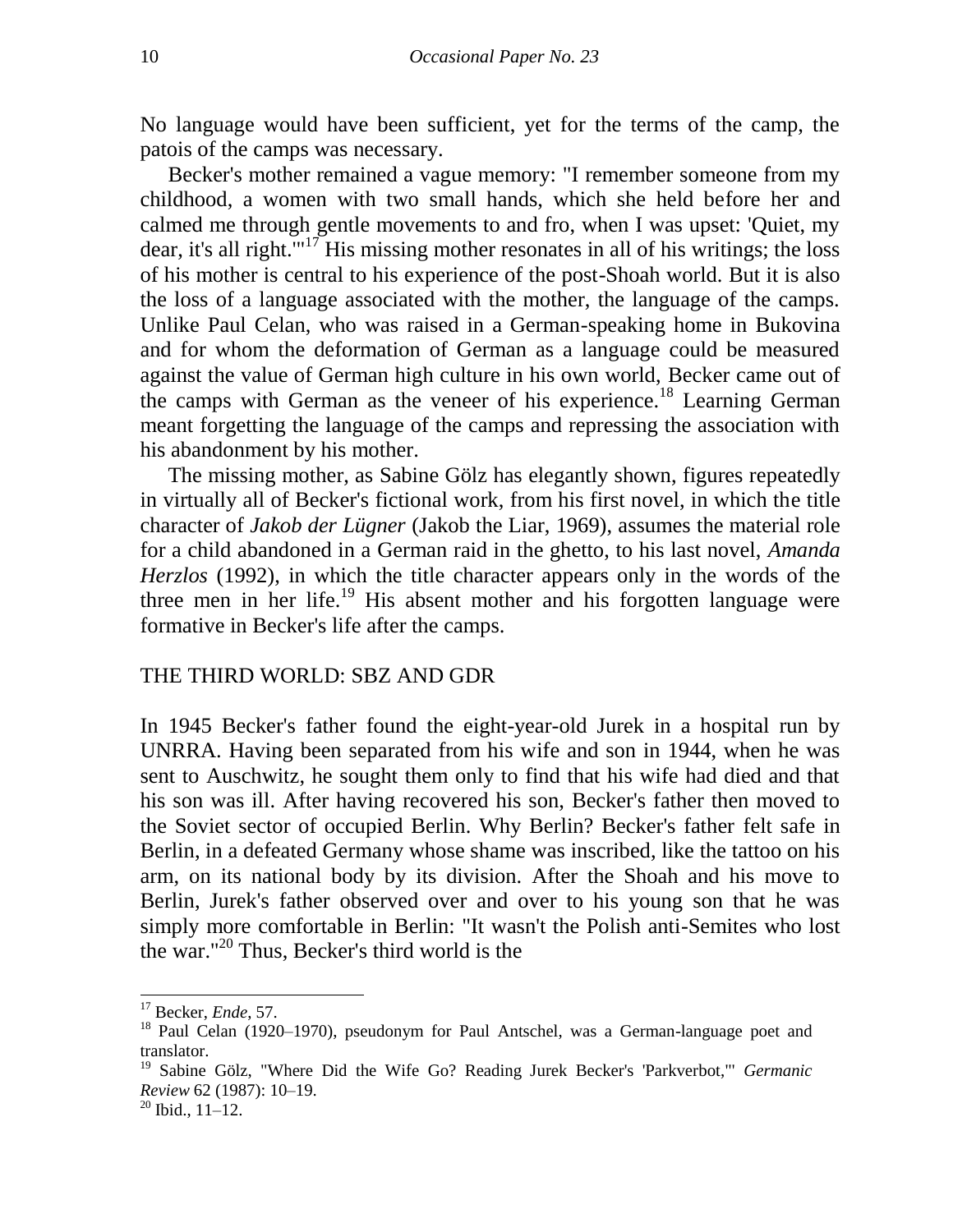No language would have been sufficient, yet for the terms of the camp, the patois of the camps was necessary.

Becker's mother remained a vague memory: "I remember someone from my childhood, a women with two small hands, which she held before her and calmed me through gentle movements to and fro, when I was upset: 'Quiet, my dear, it's all right.'"[17] His missing mother resonates in all of his writings; the loss of his mother is central to his experience of the post-Shoah world. But it is also the loss of a language associated with the mother, the language of the camps. Unlike Paul Celan, who was raised in a German-speaking home in Bukovina and for whom the deformation of German as a language could be measured against the value of German high culture in his own world, Becker came out of the camps with German as the veneer of his experience.[18] Learning German meant forgetting the language of the camps and repressing the association with his abandonment by his mother.

The missing mother, as Sabine Gölz has elegantly shown, figures repeatedly in virtually all of Becker's fictional work, from his first novel, in which the title character of *Jakob der Lügner* (Jakob the Liar, 1969), assumes the material role for a child abandoned in a German raid in the ghetto, to his last novel, *Amanda Herzlos* (1992), in which the title character appears only in the words of the three men in her life.[19] His absent mother and his forgotten language were formative in Becker's life after the camps.

## THE THIRD WORLD: SBZ AND GDR

In 1945 Becker's father found the eight-year-old Jurek in a hospital run by UNRRA. Having been separated from his wife and son in 1944, when he was sent to Auschwitz, he sought them only to find that his wife had died and that his son was ill. After having recovered his son, Becker's father then moved to the Soviet sector of occupied Berlin. Why Berlin? Becker's father felt safe in Berlin, in a defeated Germany whose shame was inscribed, like the tattoo on his arm, on its national body by its division. After the Shoah and his move to Berlin, Jurek's father observed over and over to his young son that he was simply more comfortable in Berlin: "It wasn't the Polish anti-Semites who lost the war."[20] Thus, Becker's third world is the

---

[17] Becker, *Ende*, 57.

[18] Paul Celan (1920–1970), pseudonym for Paul Antschel, was a German-language poet and translator.

[19] Sabine Gölz, "Where Did the Wife Go? Reading Jurek Becker's 'Parkverbot,'" *Germanic Review* 62 (1987): 10–19.

[20] Ibid., 11–12.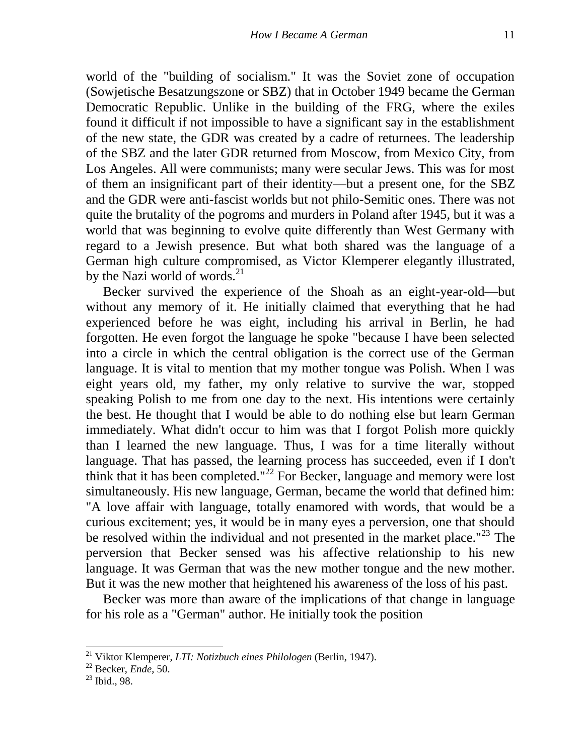world of the "building of socialism." It was the Soviet zone of occupation (Sowjetische Besatzungszone or SBZ) that in October 1949 became the German Democratic Republic. Unlike in the building of the FRG, where the exiles found it difficult if not impossible to have a significant say in the establishment of the new state, the GDR was created by a cadre of returnees. The leadership of the SBZ and the later GDR returned from Moscow, from Mexico City, from Los Angeles. All were communists; many were secular Jews. This was for most of them an insignificant part of their identity—but a present one, for the SBZ and the GDR were anti-fascist worlds but not philo-Semitic ones. There was not quite the brutality of the pogroms and murders in Poland after 1945, but it was a world that was beginning to evolve quite differently than West Germany with regard to a Jewish presence. But what both shared was the language of a German high culture compromised, as Victor Klemperer elegantly illustrated, by the Nazi world of words.[21]

Becker survived the experience of the Shoah as an eight-year-old—but without any memory of it. He initially claimed that everything that he had experienced before he was eight, including his arrival in Berlin, he had forgotten. He even forgot the language he spoke "because I have been selected into a circle in which the central obligation is the correct use of the German language. It is vital to mention that my mother tongue was Polish. When I was eight years old, my father, my only relative to survive the war, stopped speaking Polish to me from one day to the next. His intentions were certainly the best. He thought that I would be able to do nothing else but learn German immediately. What didn't occur to him was that I forgot Polish more quickly than I learned the new language. Thus, I was for a time literally without language. That has passed, the learning process has succeeded, even if I don't think that it has been completed."[22] For Becker, language and memory were lost simultaneously. His new language, German, became the world that defined him: "A love affair with language, totally enamored with words, that would be a curious excitement; yes, it would be in many eyes a perversion, one that should be resolved within the individual and not presented in the market place."[23] The perversion that Becker sensed was his affective relationship to his new language. It was German that was the new mother tongue and the new mother. But it was the new mother that heightened his awareness of the loss of his past.

Becker was more than aware of the implications of that change in language for his role as a "German" author. He initially took the position

---

[21] Viktor Klemperer, *LTI: Notizbuch eines Philologen* (Berlin, 1947).

[22] Becker, *Ende*, 50.

[23] Ibid., 98.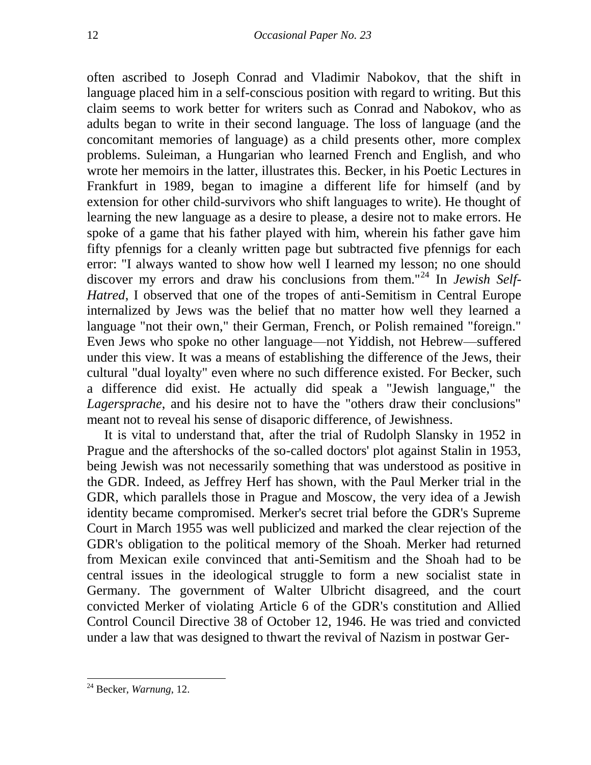often ascribed to Joseph Conrad and Vladimir Nabokov, that the shift in language placed him in a self-conscious position with regard to writing. But this claim seems to work better for writers such as Conrad and Nabokov, who as adults began to write in their second language. The loss of language (and the concomitant memories of language) as a child presents other, more complex problems. Suleiman, a Hungarian who learned French and English, and who wrote her memoirs in the latter, illustrates this. Becker, in his Poetic Lectures in Frankfurt in 1989, began to imagine a different life for himself (and by extension for other child-survivors who shift languages to write). He thought of learning the new language as a desire to please, a desire not to make errors. He spoke of a game that his father played with him, wherein his father gave him fifty pfennigs for a cleanly written page but subtracted five pfennigs for each error: "I always wanted to show how well I learned my lesson; no one should discover my errors and draw his conclusions from them."[24] In *Jewish Self-Hatred*, I observed that one of the tropes of anti-Semitism in Central Europe internalized by Jews was the belief that no matter how well they learned a language "not their own," their German, French, or Polish remained "foreign." Even Jews who spoke no other language—not Yiddish, not Hebrew—suffered under this view. It was a means of establishing the difference of the Jews, their cultural "dual loyalty" even where no such difference existed. For Becker, such a difference did exist. He actually did speak a "Jewish language," the *Lagersprache*, and his desire not to have the "others draw their conclusions" meant not to reveal his sense of disaporic difference, of Jewishness.

It is vital to understand that, after the trial of Rudolph Slansky in 1952 in Prague and the aftershocks of the so-called doctors' plot against Stalin in 1953, being Jewish was not necessarily something that was understood as positive in the GDR. Indeed, as Jeffrey Herf has shown, with the Paul Merker trial in the GDR, which parallels those in Prague and Moscow, the very idea of a Jewish identity became compromised. Merker's secret trial before the GDR's Supreme Court in March 1955 was well publicized and marked the clear rejection of the GDR's obligation to the political memory of the Shoah. Merker had returned from Mexican exile convinced that anti-Semitism and the Shoah had to be central issues in the ideological struggle to form a new socialist state in Germany. The government of Walter Ulbricht disagreed, and the court convicted Merker of violating Article 6 of the GDR's constitution and Allied Control Council Directive 38 of October 12, 1946. He was tried and convicted under a law that was designed to thwart the revival of Nazism in postwar Ger-

---

[24] Becker, *Warnung*, 12.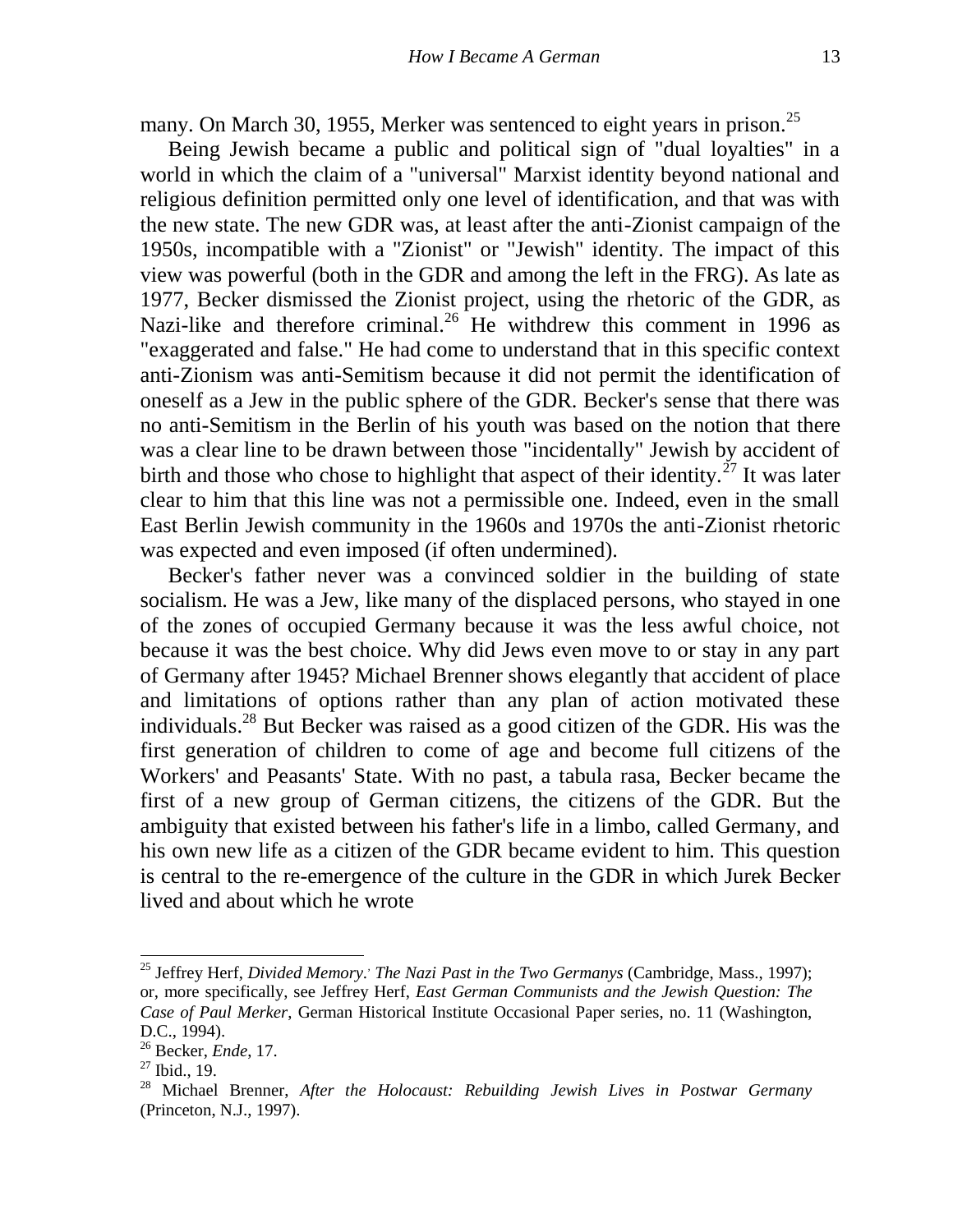many. On March 30, 1955, Merker was sentenced to eight years in prison.[25]

Being Jewish became a public and political sign of "dual loyalties" in a world in which the claim of a "universal" Marxist identity beyond national and religious definition permitted only one level of identification, and that was with the new state. The new GDR was, at least after the anti-Zionist campaign of the 1950s, incompatible with a "Zionist" or "Jewish" identity. The impact of this view was powerful (both in the GDR and among the left in the FRG). As late as 1977, Becker dismissed the Zionist project, using the rhetoric of the GDR, as Nazi-like and therefore criminal.[26] He withdrew this comment in 1996 as "exaggerated and false." He had come to understand that in this specific context anti-Zionism was anti-Semitism because it did not permit the identification of oneself as a Jew in the public sphere of the GDR. Becker's sense that there was no anti-Semitism in the Berlin of his youth was based on the notion that there was a clear line to be drawn between those "incidentally" Jewish by accident of birth and those who chose to highlight that aspect of their identity.[27] It was later clear to him that this line was not a permissible one. Indeed, even in the small East Berlin Jewish community in the 1960s and 1970s the anti-Zionist rhetoric was expected and even imposed (if often undermined).

Becker's father never was a convinced soldier in the building of state socialism. He was a Jew, like many of the displaced persons, who stayed in one of the zones of occupied Germany because it was the less awful choice, not because it was the best choice. Why did Jews even move to or stay in any part of Germany after 1945? Michael Brenner shows elegantly that accident of place and limitations of options rather than any plan of action motivated these individuals.[28] But Becker was raised as a good citizen of the GDR. His was the first generation of children to come of age and become full citizens of the Workers' and Peasants' State. With no past, a tabula rasa, Becker became the first of a new group of German citizens, the citizens of the GDR. But the ambiguity that existed between his father's life in a limbo, called Germany, and his own new life as a citizen of the GDR became evident to him. This question is central to the re-emergence of the culture in the GDR in which Jurek Becker lived and about which he wrote

---

[25] Jeffrey Herf, *Divided Memory: The Nazi Past in the Two Germanys* (Cambridge, Mass., 1997); or, more specifically, see Jeffrey Herf, *East German Communists and the Jewish Question: The Case of Paul Merker*, German Historical Institute Occasional Paper series, no. 11 (Washington, D.C., 1994).

[26] Becker, *Ende*, 17.

[27] Ibid., 19.

[28] Michael Brenner, *After the Holocaust: Rebuilding Jewish Lives in Postwar Germany* (Princeton, N.J., 1997).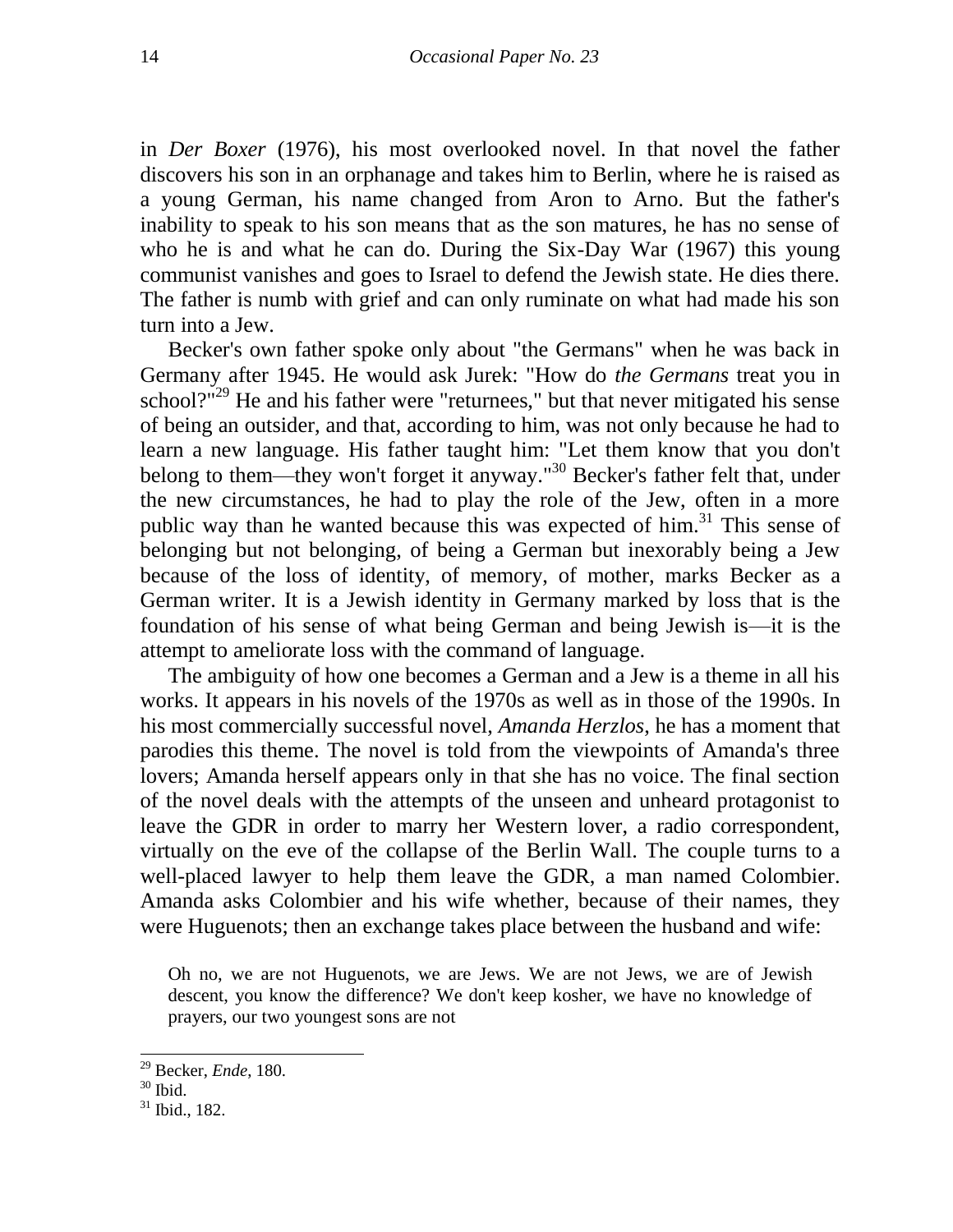in *Der Boxer* (1976), his most overlooked novel. In that novel the father discovers his son in an orphanage and takes him to Berlin, where he is raised as a young German, his name changed from Aron to Arno. But the father's inability to speak to his son means that as the son matures, he has no sense of who he is and what he can do. During the Six-Day War (1967) this young communist vanishes and goes to Israel to defend the Jewish state. He dies there. The father is numb with grief and can only ruminate on what had made his son turn into a Jew.

Becker's own father spoke only about "the Germans" when he was back in Germany after 1945. He would ask Jurek: "How do *the Germans* treat you in school?"[29] He and his father were "returnees," but that never mitigated his sense of being an outsider, and that, according to him, was not only because he had to learn a new language. His father taught him: "Let them know that you don't belong to them—they won't forget it anyway."[30] Becker's father felt that, under the new circumstances, he had to play the role of the Jew, often in a more public way than he wanted because this was expected of him.[31] This sense of belonging but not belonging, of being a German but inexorably being a Jew because of the loss of identity, of memory, of mother, marks Becker as a German writer. It is a Jewish identity in Germany marked by loss that is the foundation of his sense of what being German and being Jewish is—it is the attempt to ameliorate loss with the command of language.

The ambiguity of how one becomes a German and a Jew is a theme in all his works. It appears in his novels of the 1970s as well as in those of the 1990s. In his most commercially successful novel, *Amanda Herzlos*, he has a moment that parodies this theme. The novel is told from the viewpoints of Amanda's three lovers; Amanda herself appears only in that she has no voice. The final section of the novel deals with the attempts of the unseen and unheard protagonist to leave the GDR in order to marry her Western lover, a radio correspondent, virtually on the eve of the collapse of the Berlin Wall. The couple turns to a well-placed lawyer to help them leave the GDR, a man named Colombier. Amanda asks Colombier and his wife whether, because of their names, they were Huguenots; then an exchange takes place between the husband and wife:

> Oh no, we are not Huguenots, we are Jews. We are not Jews, we are of Jewish descent, you know the difference? We don't keep kosher, we have no knowledge of prayers, our two youngest sons are not

---

[29] Becker, *Ende*, 180.

[30] Ibid.

[31] Ibid., 182.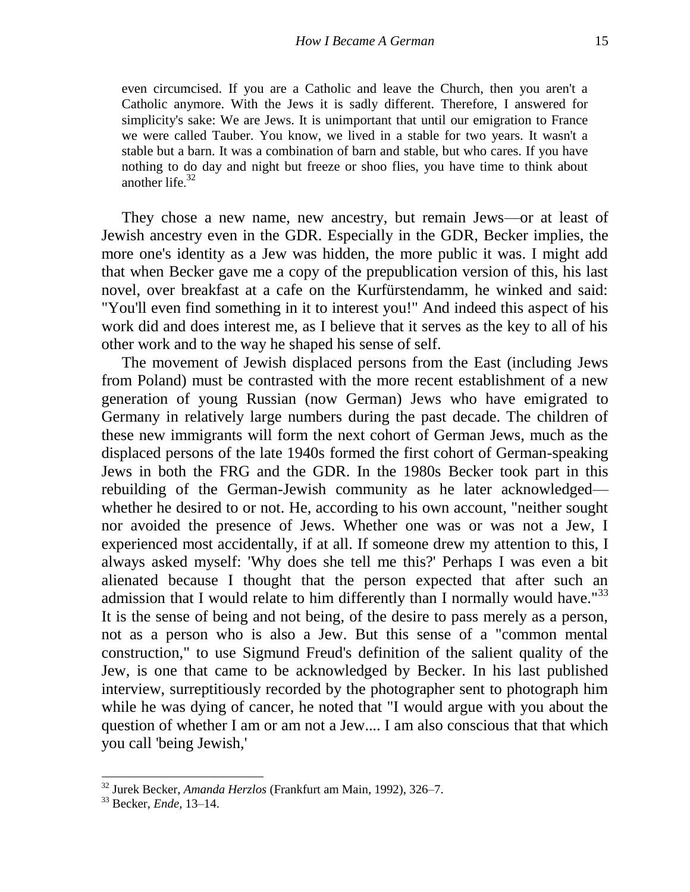> even circumcised. If you are a Catholic and leave the Church, then you aren't a Catholic anymore. With the Jews it is sadly different. Therefore, I answered for simplicity's sake: We are Jews. It is unimportant that until our emigration to France we were called Tauber. You know, we lived in a stable for two years. It wasn't a stable but a barn. It was a combination of barn and stable, but who cares. If you have nothing to do day and night but freeze or shoo flies, you have time to think about another life.[32]

They chose a new name, new ancestry, but remain Jews—or at least of Jewish ancestry even in the GDR. Especially in the GDR, Becker implies, the more one's identity as a Jew was hidden, the more public it was. I might add that when Becker gave me a copy of the prepublication version of this, his last novel, over breakfast at a cafe on the Kurfürstendamm, he winked and said: "You'll even find something in it to interest you!" And indeed this aspect of his work did and does interest me, as I believe that it serves as the key to all of his other work and to the way he shaped his sense of self.

The movement of Jewish displaced persons from the East (including Jews from Poland) must be contrasted with the more recent establishment of a new generation of young Russian (now German) Jews who have emigrated to Germany in relatively large numbers during the past decade. The children of these new immigrants will form the next cohort of German Jews, much as the displaced persons of the late 1940s formed the first cohort of German-speaking Jews in both the FRG and the GDR. In the 1980s Becker took part in this rebuilding of the German-Jewish community as he later acknowledged—whether he desired to or not. He, according to his own account, "neither sought nor avoided the presence of Jews. Whether one was or was not a Jew, I experienced most accidentally, if at all. If someone drew my attention to this, I always asked myself: 'Why does she tell me this?' Perhaps I was even a bit alienated because I thought that the person expected that after such an admission that I would relate to him differently than I normally would have."[33] It is the sense of being and not being, of the desire to pass merely as a person, not as a person who is also a Jew. But this sense of a "common mental construction," to use Sigmund Freud's definition of the salient quality of the Jew, is one that came to be acknowledged by Becker. In his last published interview, surreptitiously recorded by the photographer sent to photograph him while he was dying of cancer, he noted that "I would argue with you about the question of whether I am or am not a Jew.... I am also conscious that that which you call 'being Jewish,'

---

[32] Jurek Becker, *Amanda Herzlos* (Frankfurt am Main, 1992), 326–7.

[33] Becker, *Ende*, 13–14.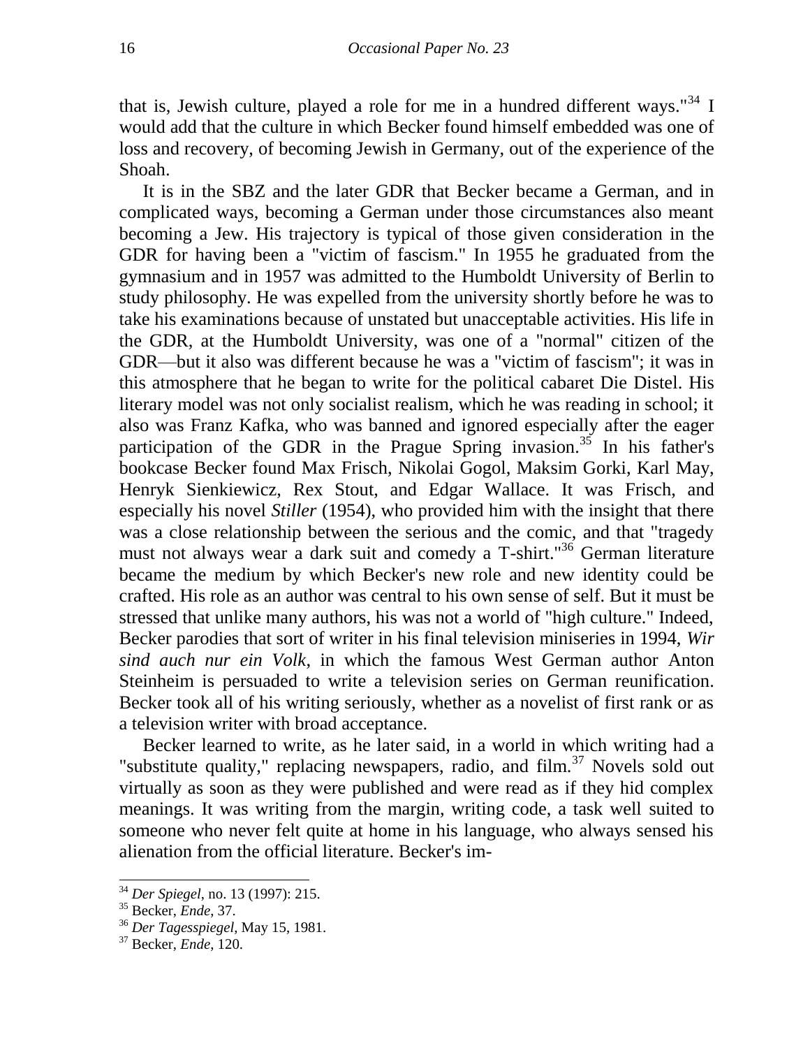that is, Jewish culture, played a role for me in a hundred different ways."[34] I would add that the culture in which Becker found himself embedded was one of loss and recovery, of becoming Jewish in Germany, out of the experience of the Shoah.

It is in the SBZ and the later GDR that Becker became a German, and in complicated ways, becoming a German under those circumstances also meant becoming a Jew. His trajectory is typical of those given consideration in the GDR for having been a "victim of fascism." In 1955 he graduated from the gymnasium and in 1957 was admitted to the Humboldt University of Berlin to study philosophy. He was expelled from the university shortly before he was to take his examinations because of unstated but unacceptable activities. His life in the GDR, at the Humboldt University, was one of a "normal" citizen of the GDR—but it also was different because he was a "victim of fascism"; it was in this atmosphere that he began to write for the political cabaret Die Distel. His literary model was not only socialist realism, which he was reading in school; it also was Franz Kafka, who was banned and ignored especially after the eager participation of the GDR in the Prague Spring invasion.[35] In his father's bookcase Becker found Max Frisch, Nikolai Gogol, Maksim Gorki, Karl May, Henryk Sienkiewicz, Rex Stout, and Edgar Wallace. It was Frisch, and especially his novel *Stiller* (1954), who provided him with the insight that there was a close relationship between the serious and the comic, and that "tragedy must not always wear a dark suit and comedy a T-shirt."[36] German literature became the medium by which Becker's new role and new identity could be crafted. His role as an author was central to his own sense of self. But it must be stressed that unlike many authors, his was not a world of "high culture." Indeed, Becker parodies that sort of writer in his final television miniseries in 1994, *Wir sind auch nur ein Volk*, in which the famous West German author Anton Steinheim is persuaded to write a television series on German reunification. Becker took all of his writing seriously, whether as a novelist of first rank or as a television writer with broad acceptance.

Becker learned to write, as he later said, in a world in which writing had a "substitute quality," replacing newspapers, radio, and film.[37] Novels sold out virtually as soon as they were published and were read as if they hid complex meanings. It was writing from the margin, writing code, a task well suited to someone who never felt quite at home in his language, who always sensed his alienation from the official literature. Becker's im-

---

[34] *Der Spiegel*, no. 13 (1997): 215.

[35] Becker, *Ende*, 37.

[36] *Der Tagesspiegel*, May 15, 1981.

[37] Becker, *Ende*, 120.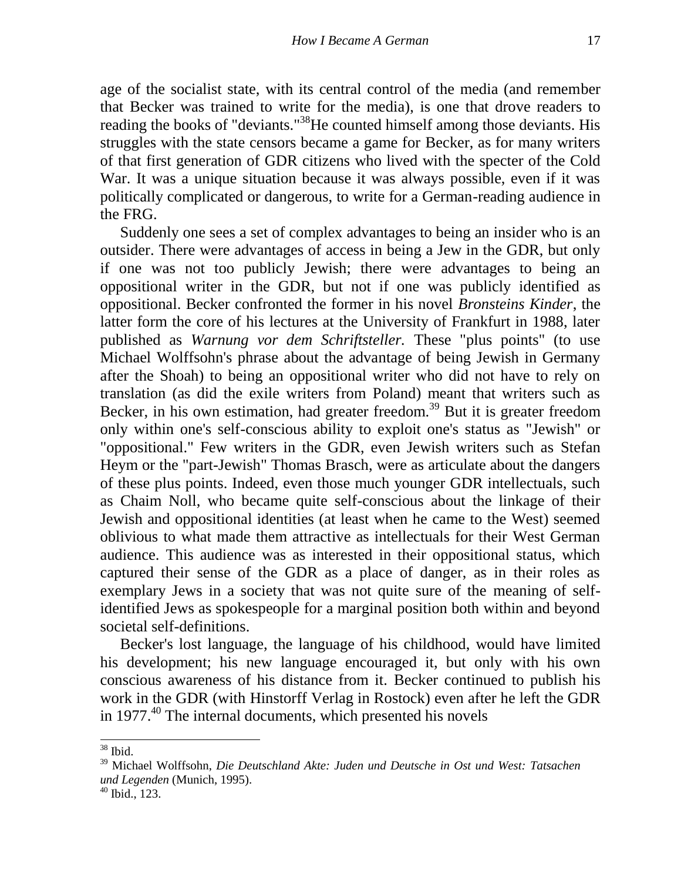age of the socialist state, with its central control of the media (and remember that Becker was trained to write for the media), is one that drove readers to reading the books of "deviants."[38]He counted himself among those deviants. His struggles with the state censors became a game for Becker, as for many writers of that first generation of GDR citizens who lived with the specter of the Cold War. It was a unique situation because it was always possible, even if it was politically complicated or dangerous, to write for a German-reading audience in the FRG.

Suddenly one sees a set of complex advantages to being an insider who is an outsider. There were advantages of access in being a Jew in the GDR, but only if one was not too publicly Jewish; there were advantages to being an oppositional writer in the GDR, but not if one was publicly identified as oppositional. Becker confronted the former in his novel *Bronsteins Kinder*, the latter form the core of his lectures at the University of Frankfurt in 1988, later published as *Warnung vor dem Schriftsteller.* These "plus points" (to use Michael Wolffsohn's phrase about the advantage of being Jewish in Germany after the Shoah) to being an oppositional writer who did not have to rely on translation (as did the exile writers from Poland) meant that writers such as Becker, in his own estimation, had greater freedom.[39] But it is greater freedom only within one's self-conscious ability to exploit one's status as "Jewish" or "oppositional." Few writers in the GDR, even Jewish writers such as Stefan Heym or the "part-Jewish" Thomas Brasch, were as articulate about the dangers of these plus points. Indeed, even those much younger GDR intellectuals, such as Chaim Noll, who became quite self-conscious about the linkage of their Jewish and oppositional identities (at least when he came to the West) seemed oblivious to what made them attractive as intellectuals for their West German audience. This audience was as interested in their oppositional status, which captured their sense of the GDR as a place of danger, as in their roles as exemplary Jews in a society that was not quite sure of the meaning of self-identified Jews as spokespeople for a marginal position both within and beyond societal self-definitions.

Becker's lost language, the language of his childhood, would have limited his development; his new language encouraged it, but only with his own conscious awareness of his distance from it. Becker continued to publish his work in the GDR (with Hinstorff Verlag in Rostock) even after he left the GDR in 1977.[40] The internal documents, which presented his novels

---

[38] Ibid.

[39] Michael Wolffsohn, *Die Deutschland Akte: Juden und Deutsche in Ost und West: Tatsachen und Legenden* (Munich, 1995).

[40] Ibid., 123.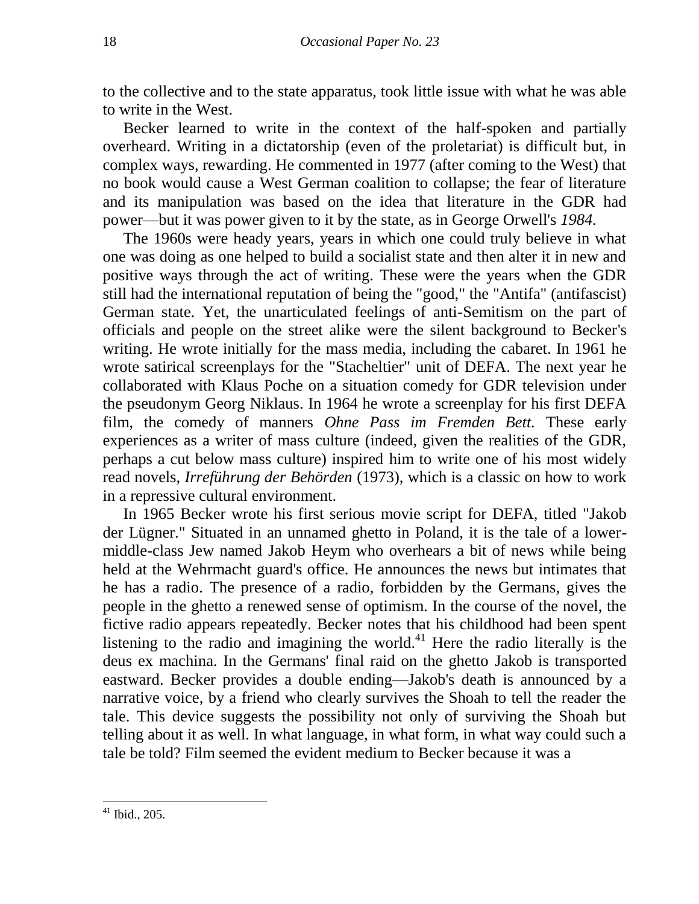to the collective and to the state apparatus, took little issue with what he was able to write in the West.

Becker learned to write in the context of the half-spoken and partially overheard. Writing in a dictatorship (even of the proletariat) is difficult but, in complex ways, rewarding. He commented in 1977 (after coming to the West) that no book would cause a West German coalition to collapse; the fear of literature and its manipulation was based on the idea that literature in the GDR had power—but it was power given to it by the state, as in George Orwell's *1984.*

The 1960s were heady years, years in which one could truly believe in what one was doing as one helped to build a socialist state and then alter it in new and positive ways through the act of writing. These were the years when the GDR still had the international reputation of being the "good," the "Antifa" (antifascist) German state. Yet, the unarticulated feelings of anti-Semitism on the part of officials and people on the street alike were the silent background to Becker's writing. He wrote initially for the mass media, including the cabaret. In 1961 he wrote satirical screenplays for the "Stacheltier" unit of DEFA. The next year he collaborated with Klaus Poche on a situation comedy for GDR television under the pseudonym Georg Niklaus. In 1964 he wrote a screenplay for his first DEFA film, the comedy of manners *Ohne Pass im Fremden Bett.* These early experiences as a writer of mass culture (indeed, given the realities of the GDR, perhaps a cut below mass culture) inspired him to write one of his most widely read novels, *Irreführung der Behörden* (1973), which is a classic on how to work in a repressive cultural environment.

In 1965 Becker wrote his first serious movie script for DEFA, titled "Jakob der Lügner." Situated in an unnamed ghetto in Poland, it is the tale of a lower-middle-class Jew named Jakob Heym who overhears a bit of news while being held at the Wehrmacht guard's office. He announces the news but intimates that he has a radio. The presence of a radio, forbidden by the Germans, gives the people in the ghetto a renewed sense of optimism. In the course of the novel, the fictive radio appears repeatedly. Becker notes that his childhood had been spent listening to the radio and imagining the world.[41] Here the radio literally is the deus ex machina. In the Germans' final raid on the ghetto Jakob is transported eastward. Becker provides a double ending—Jakob's death is announced by a narrative voice, by a friend who clearly survives the Shoah to tell the reader the tale. This device suggests the possibility not only of surviving the Shoah but telling about it as well. In what language, in what form, in what way could such a tale be told? Film seemed the evident medium to Becker because it was a

[41] Ibid., 205.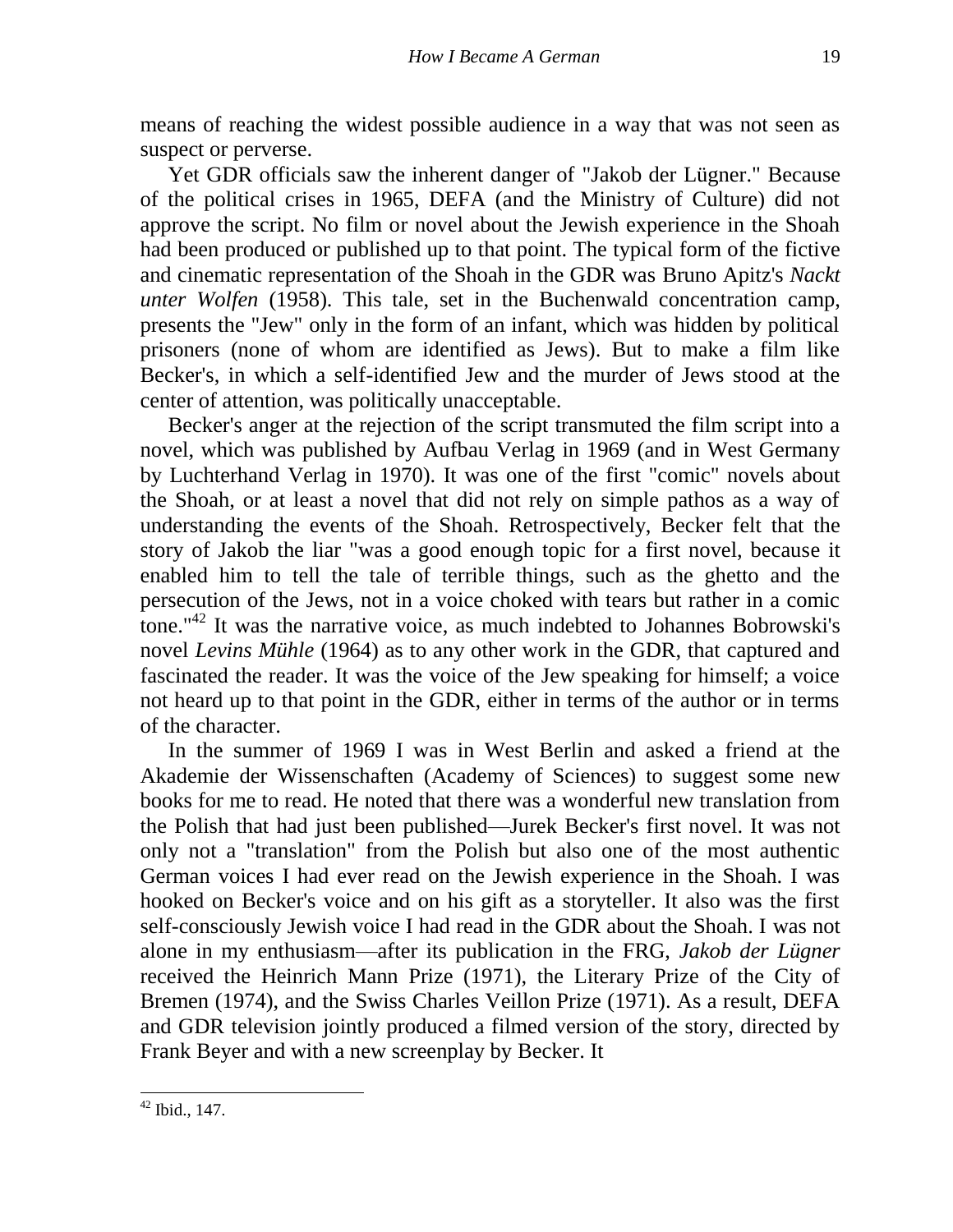means of reaching the widest possible audience in a way that was not seen as suspect or perverse.

Yet GDR officials saw the inherent danger of "Jakob der Lügner." Because of the political crises in 1965, DEFA (and the Ministry of Culture) did not approve the script. No film or novel about the Jewish experience in the Shoah had been produced or published up to that point. The typical form of the fictive and cinematic representation of the Shoah in the GDR was Bruno Apitz's *Nackt unter Wolfen* (1958). This tale, set in the Buchenwald concentration camp, presents the "Jew" only in the form of an infant, which was hidden by political prisoners (none of whom are identified as Jews). But to make a film like Becker's, in which a self-identified Jew and the murder of Jews stood at the center of attention, was politically unacceptable.

Becker's anger at the rejection of the script transmuted the film script into a novel, which was published by Aufbau Verlag in 1969 (and in West Germany by Luchterhand Verlag in 1970). It was one of the first "comic" novels about the Shoah, or at least a novel that did not rely on simple pathos as a way of understanding the events of the Shoah. Retrospectively, Becker felt that the story of Jakob the liar "was a good enough topic for a first novel, because it enabled him to tell the tale of terrible things, such as the ghetto and the persecution of the Jews, not in a voice choked with tears but rather in a comic tone."[42] It was the narrative voice, as much indebted to Johannes Bobrowski's novel *Levins Mühle* (1964) as to any other work in the GDR, that captured and fascinated the reader. It was the voice of the Jew speaking for himself; a voice not heard up to that point in the GDR, either in terms of the author or in terms of the character.

In the summer of 1969 I was in West Berlin and asked a friend at the Akademie der Wissenschaften (Academy of Sciences) to suggest some new books for me to read. He noted that there was a wonderful new translation from the Polish that had just been published—Jurek Becker's first novel. It was not only not a "translation" from the Polish but also one of the most authentic German voices I had ever read on the Jewish experience in the Shoah. I was hooked on Becker's voice and on his gift as a storyteller. It also was the first self-consciously Jewish voice I had read in the GDR about the Shoah. I was not alone in my enthusiasm—after its publication in the FRG, *Jakob der Lügner* received the Heinrich Mann Prize (1971), the Literary Prize of the City of Bremen (1974), and the Swiss Charles Veillon Prize (1971). As a result, DEFA and GDR television jointly produced a filmed version of the story, directed by Frank Beyer and with a new screenplay by Becker. It

---

[42] Ibid., 147.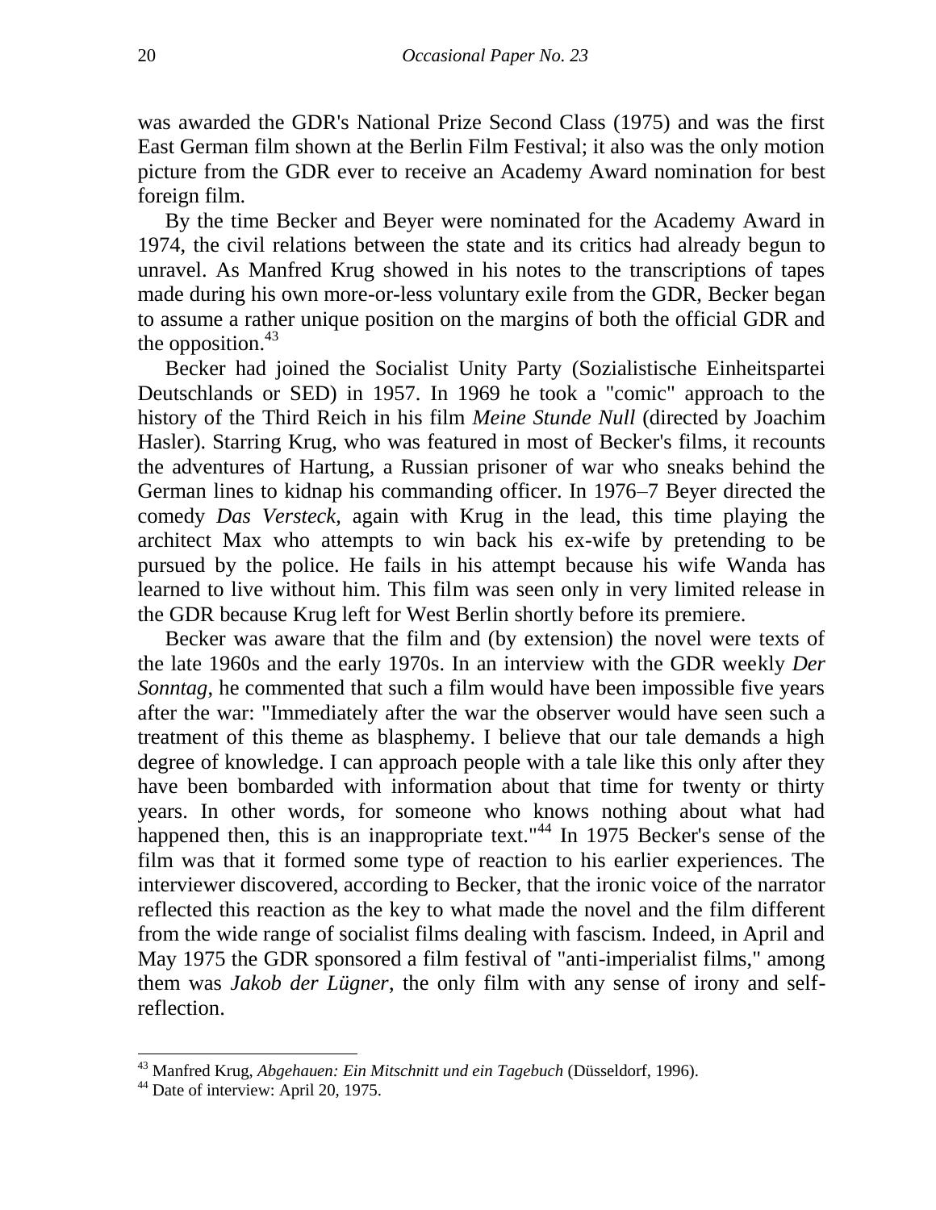was awarded the GDR's National Prize Second Class (1975) and was the first East German film shown at the Berlin Film Festival; it also was the only motion picture from the GDR ever to receive an Academy Award nomination for best foreign film.

By the time Becker and Beyer were nominated for the Academy Award in 1974, the civil relations between the state and its critics had already begun to unravel. As Manfred Krug showed in his notes to the transcriptions of tapes made during his own more-or-less voluntary exile from the GDR, Becker began to assume a rather unique position on the margins of both the official GDR and the opposition.[43]

Becker had joined the Socialist Unity Party (Sozialistische Einheitspartei Deutschlands or SED) in 1957. In 1969 he took a "comic" approach to the history of the Third Reich in his film *Meine Stunde Null* (directed by Joachim Hasler). Starring Krug, who was featured in most of Becker's films, it recounts the adventures of Hartung, a Russian prisoner of war who sneaks behind the German lines to kidnap his commanding officer. In 1976–7 Beyer directed the comedy *Das Versteck*, again with Krug in the lead, this time playing the architect Max who attempts to win back his ex-wife by pretending to be pursued by the police. He fails in his attempt because his wife Wanda has learned to live without him. This film was seen only in very limited release in the GDR because Krug left for West Berlin shortly before its premiere.

Becker was aware that the film and (by extension) the novel were texts of the late 1960s and the early 1970s. In an interview with the GDR weekly *Der Sonntag*, he commented that such a film would have been impossible five years after the war: "Immediately after the war the observer would have seen such a treatment of this theme as blasphemy. I believe that our tale demands a high degree of knowledge. I can approach people with a tale like this only after they have been bombarded with information about that time for twenty or thirty years. In other words, for someone who knows nothing about what had happened then, this is an inappropriate text."[44] In 1975 Becker's sense of the film was that it formed some type of reaction to his earlier experiences. The interviewer discovered, according to Becker, that the ironic voice of the narrator reflected this reaction as the key to what made the novel and the film different from the wide range of socialist films dealing with fascism. Indeed, in April and May 1975 the GDR sponsored a film festival of "anti-imperialist films," among them was *Jakob der Lügner*, the only film with any sense of irony and self-reflection.

---

[43] Manfred Krug, *Abgehauen: Ein Mitschnitt und ein Tagebuch* (Düsseldorf, 1996).

[44] Date of interview: April 20, 1975.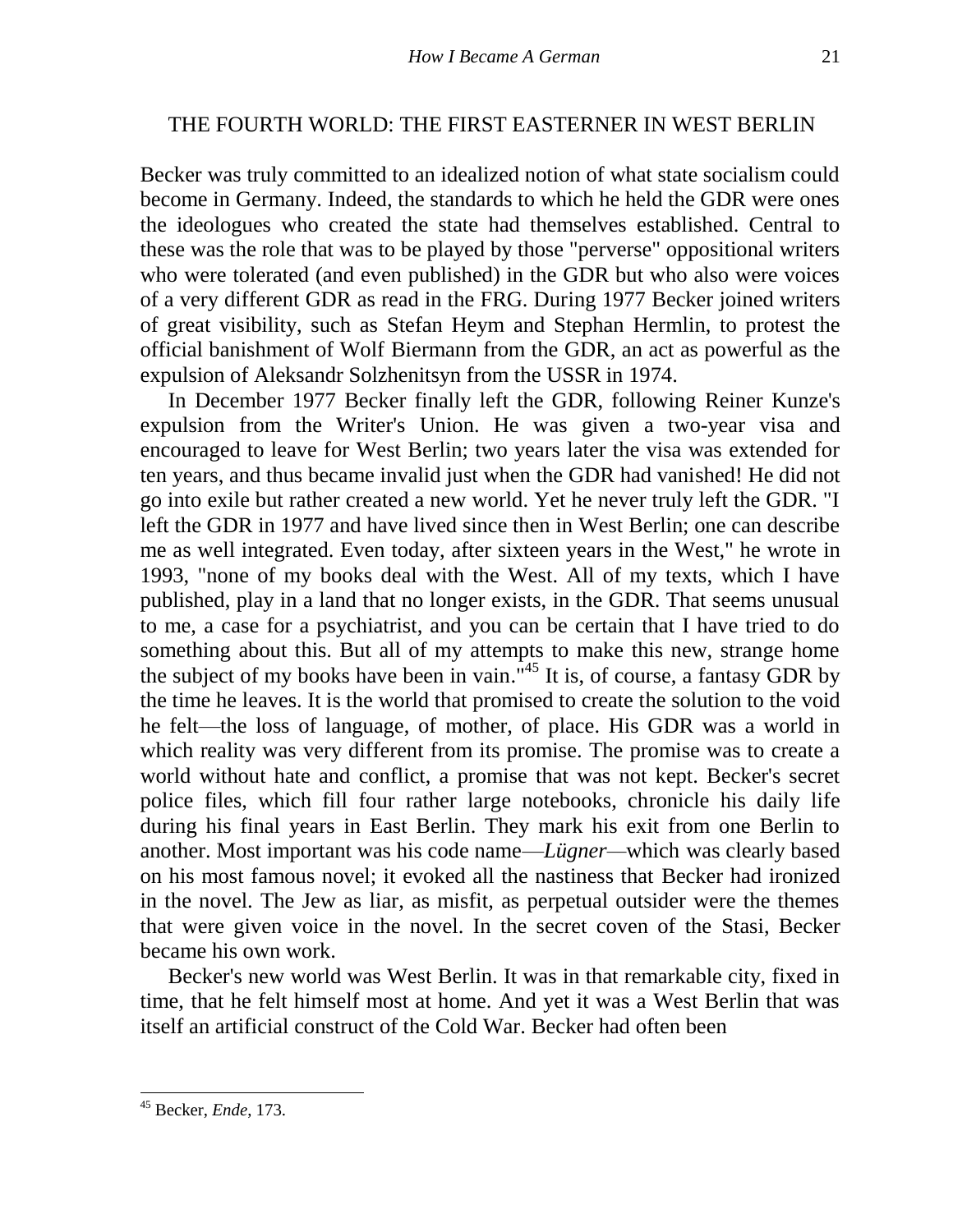## THE FOURTH WORLD: THE FIRST EASTERNER IN WEST BERLIN

Becker was truly committed to an idealized notion of what state socialism could become in Germany. Indeed, the standards to which he held the GDR were ones the ideologues who created the state had themselves established. Central to these was the role that was to be played by those "perverse" oppositional writers who were tolerated (and even published) in the GDR but who also were voices of a very different GDR as read in the FRG. During 1977 Becker joined writers of great visibility, such as Stefan Heym and Stephan Hermlin, to protest the official banishment of Wolf Biermann from the GDR, an act as powerful as the expulsion of Aleksandr Solzhenitsyn from the USSR in 1974.

In December 1977 Becker finally left the GDR, following Reiner Kunze's expulsion from the Writer's Union. He was given a two-year visa and encouraged to leave for West Berlin; two years later the visa was extended for ten years, and thus became invalid just when the GDR had vanished! He did not go into exile but rather created a new world. Yet he never truly left the GDR. "I left the GDR in 1977 and have lived since then in West Berlin; one can describe me as well integrated. Even today, after sixteen years in the West," he wrote in 1993, "none of my books deal with the West. All of my texts, which I have published, play in a land that no longer exists, in the GDR. That seems unusual to me, a case for a psychiatrist, and you can be certain that I have tried to do something about this. But all of my attempts to make this new, strange home the subject of my books have been in vain."[45] It is, of course, a fantasy GDR by the time he leaves. It is the world that promised to create the solution to the void he felt—the loss of language, of mother, of place. His GDR was a world in which reality was very different from its promise. The promise was to create a world without hate and conflict, a promise that was not kept. Becker's secret police files, which fill four rather large notebooks, chronicle his daily life during his final years in East Berlin. They mark his exit from one Berlin to another. Most important was his code name—*Lügner*—which was clearly based on his most famous novel; it evoked all the nastiness that Becker had ironized in the novel. The Jew as liar, as misfit, as perpetual outsider were the themes that were given voice in the novel. In the secret coven of the Stasi, Becker became his own work.

Becker's new world was West Berlin. It was in that remarkable city, fixed in time, that he felt himself most at home. And yet it was a West Berlin that was itself an artificial construct of the Cold War. Becker had often been

[45] Becker, *Ende*, 173.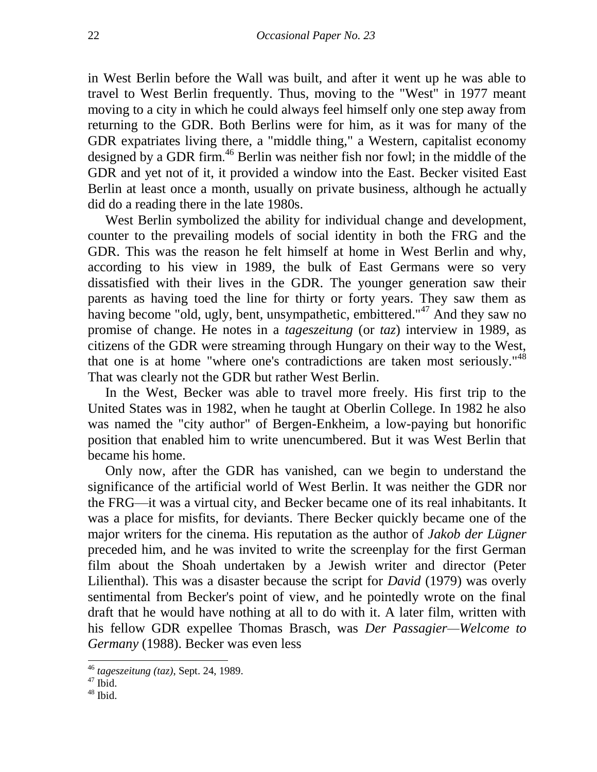in West Berlin before the Wall was built, and after it went up he was able to travel to West Berlin frequently. Thus, moving to the "West" in 1977 meant moving to a city in which he could always feel himself only one step away from returning to the GDR. Both Berlins were for him, as it was for many of the GDR expatriates living there, a "middle thing," a Western, capitalist economy designed by a GDR firm.[46] Berlin was neither fish nor fowl; in the middle of the GDR and yet not of it, it provided a window into the East. Becker visited East Berlin at least once a month, usually on private business, although he actually did do a reading there in the late 1980s.

West Berlin symbolized the ability for individual change and development, counter to the prevailing models of social identity in both the FRG and the GDR. This was the reason he felt himself at home in West Berlin and why, according to his view in 1989, the bulk of East Germans were so very dissatisfied with their lives in the GDR. The younger generation saw their parents as having toed the line for thirty or forty years. They saw them as having become "old, ugly, bent, unsympathetic, embittered."[47] And they saw no promise of change. He notes in a *tageszeitung* (or *taz*) interview in 1989, as citizens of the GDR were streaming through Hungary on their way to the West, that one is at home "where one's contradictions are taken most seriously."[48] That was clearly not the GDR but rather West Berlin.

In the West, Becker was able to travel more freely. His first trip to the United States was in 1982, when he taught at Oberlin College. In 1982 he also was named the "city author" of Bergen-Enkheim, a low-paying but honorific position that enabled him to write unencumbered. But it was West Berlin that became his home.

Only now, after the GDR has vanished, can we begin to understand the significance of the artificial world of West Berlin. It was neither the GDR nor the FRG—it was a virtual city, and Becker became one of its real inhabitants. It was a place for misfits, for deviants. There Becker quickly became one of the major writers for the cinema. His reputation as the author of *Jakob der Lügner* preceded him, and he was invited to write the screenplay for the first German film about the Shoah undertaken by a Jewish writer and director (Peter Lilienthal). This was a disaster because the script for *David* (1979) was overly sentimental from Becker's point of view, and he pointedly wrote on the final draft that he would have nothing at all to do with it. A later film, written with his fellow GDR expellee Thomas Brasch, was *Der Passagier—Welcome to Germany* (1988). Becker was even less

---

[46] *tageszeitung (taz)*, Sept. 24, 1989.
[47] Ibid.
[48] Ibid.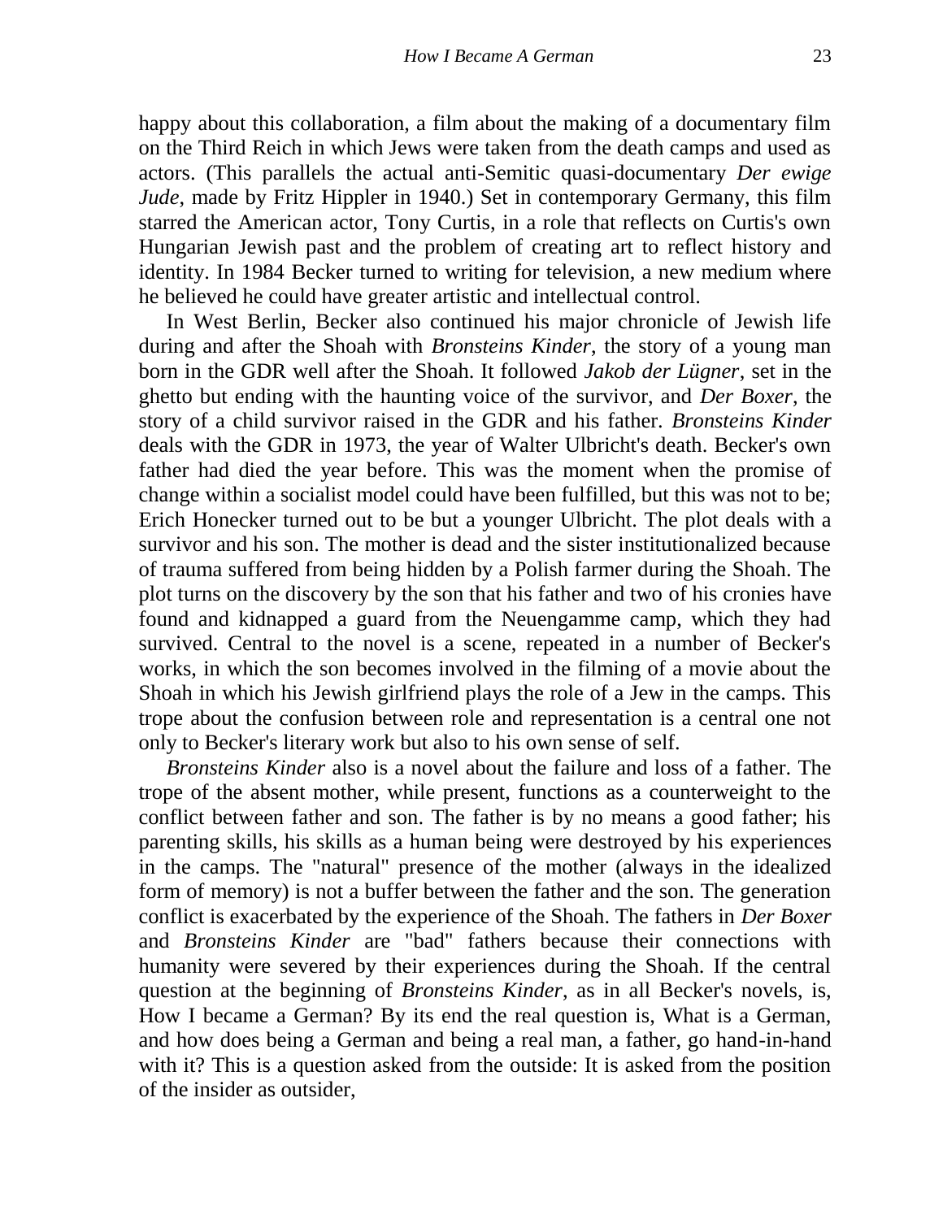happy about this collaboration, a film about the making of a documentary film on the Third Reich in which Jews were taken from the death camps and used as actors. (This parallels the actual anti-Semitic quasi-documentary *Der ewige Jude*, made by Fritz Hippler in 1940.) Set in contemporary Germany, this film starred the American actor, Tony Curtis, in a role that reflects on Curtis's own Hungarian Jewish past and the problem of creating art to reflect history and identity. In 1984 Becker turned to writing for television, a new medium where he believed he could have greater artistic and intellectual control.

In West Berlin, Becker also continued his major chronicle of Jewish life during and after the Shoah with *Bronsteins Kinder*, the story of a young man born in the GDR well after the Shoah. It followed *Jakob der Lügner*, set in the ghetto but ending with the haunting voice of the survivor, and *Der Boxer*, the story of a child survivor raised in the GDR and his father. *Bronsteins Kinder* deals with the GDR in 1973, the year of Walter Ulbricht's death. Becker's own father had died the year before. This was the moment when the promise of change within a socialist model could have been fulfilled, but this was not to be; Erich Honecker turned out to be but a younger Ulbricht. The plot deals with a survivor and his son. The mother is dead and the sister institutionalized because of trauma suffered from being hidden by a Polish farmer during the Shoah. The plot turns on the discovery by the son that his father and two of his cronies have found and kidnapped a guard from the Neuengamme camp, which they had survived. Central to the novel is a scene, repeated in a number of Becker's works, in which the son becomes involved in the filming of a movie about the Shoah in which his Jewish girlfriend plays the role of a Jew in the camps. This trope about the confusion between role and representation is a central one not only to Becker's literary work but also to his own sense of self.

*Bronsteins Kinder* also is a novel about the failure and loss of a father. The trope of the absent mother, while present, functions as a counterweight to the conflict between father and son. The father is by no means a good father; his parenting skills, his skills as a human being were destroyed by his experiences in the camps. The "natural" presence of the mother (always in the idealized form of memory) is not a buffer between the father and the son. The generation conflict is exacerbated by the experience of the Shoah. The fathers in *Der Boxer* and *Bronsteins Kinder* are "bad" fathers because their connections with humanity were severed by their experiences during the Shoah. If the central question at the beginning of *Bronsteins Kinder*, as in all Becker's novels, is, How I became a German? By its end the real question is, What is a German, and how does being a German and being a real man, a father, go hand-in-hand with it? This is a question asked from the outside: It is asked from the position of the insider as outsider,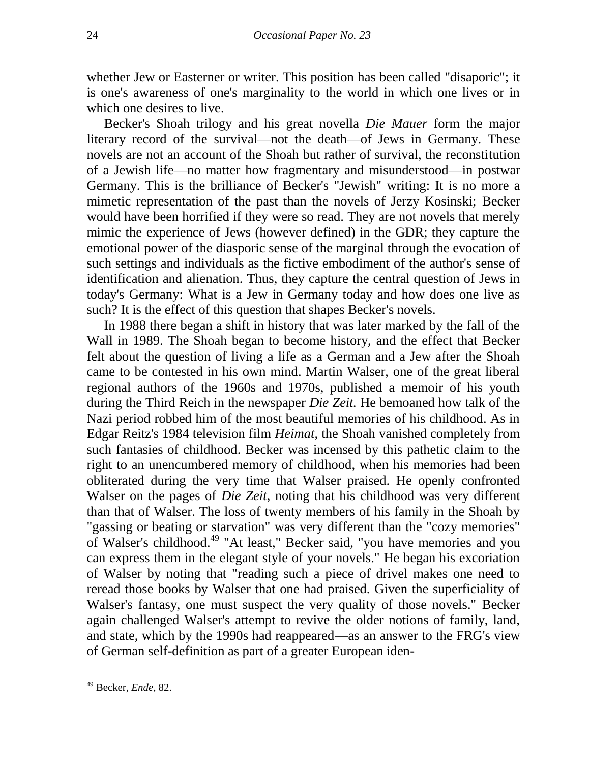whether Jew or Easterner or writer. This position has been called "disaporic"; it is one's awareness of one's marginality to the world in which one lives or in which one desires to live.

Becker's Shoah trilogy and his great novella *Die Mauer* form the major literary record of the survival—not the death—of Jews in Germany. These novels are not an account of the Shoah but rather of survival, the reconstitution of a Jewish life—no matter how fragmentary and misunderstood—in postwar Germany. This is the brilliance of Becker's "Jewish" writing: It is no more a mimetic representation of the past than the novels of Jerzy Kosinski; Becker would have been horrified if they were so read. They are not novels that merely mimic the experience of Jews (however defined) in the GDR; they capture the emotional power of the diasporic sense of the marginal through the evocation of such settings and individuals as the fictive embodiment of the author's sense of identification and alienation. Thus, they capture the central question of Jews in today's Germany: What is a Jew in Germany today and how does one live as such? It is the effect of this question that shapes Becker's novels.

In 1988 there began a shift in history that was later marked by the fall of the Wall in 1989. The Shoah began to become history, and the effect that Becker felt about the question of living a life as a German and a Jew after the Shoah came to be contested in his own mind. Martin Walser, one of the great liberal regional authors of the 1960s and 1970s, published a memoir of his youth during the Third Reich in the newspaper *Die Zeit.* He bemoaned how talk of the Nazi period robbed him of the most beautiful memories of his childhood. As in Edgar Reitz's 1984 television film *Heimat*, the Shoah vanished completely from such fantasies of childhood. Becker was incensed by this pathetic claim to the right to an unencumbered memory of childhood, when his memories had been obliterated during the very time that Walser praised. He openly confronted Walser on the pages of *Die Zeit*, noting that his childhood was very different than that of Walser. The loss of twenty members of his family in the Shoah by "gassing or beating or starvation" was very different than the "cozy memories" of Walser's childhood.[49] "At least," Becker said, "you have memories and you can express them in the elegant style of your novels." He began his excoriation of Walser by noting that "reading such a piece of drivel makes one need to reread those books by Walser that one had praised. Given the superficiality of Walser's fantasy, one must suspect the very quality of those novels." Becker again challenged Walser's attempt to revive the older notions of family, land, and state, which by the 1990s had reappeared—as an answer to the FRG's view of German self-definition as part of a greater European iden-

[49] Becker, *Ende*, 82.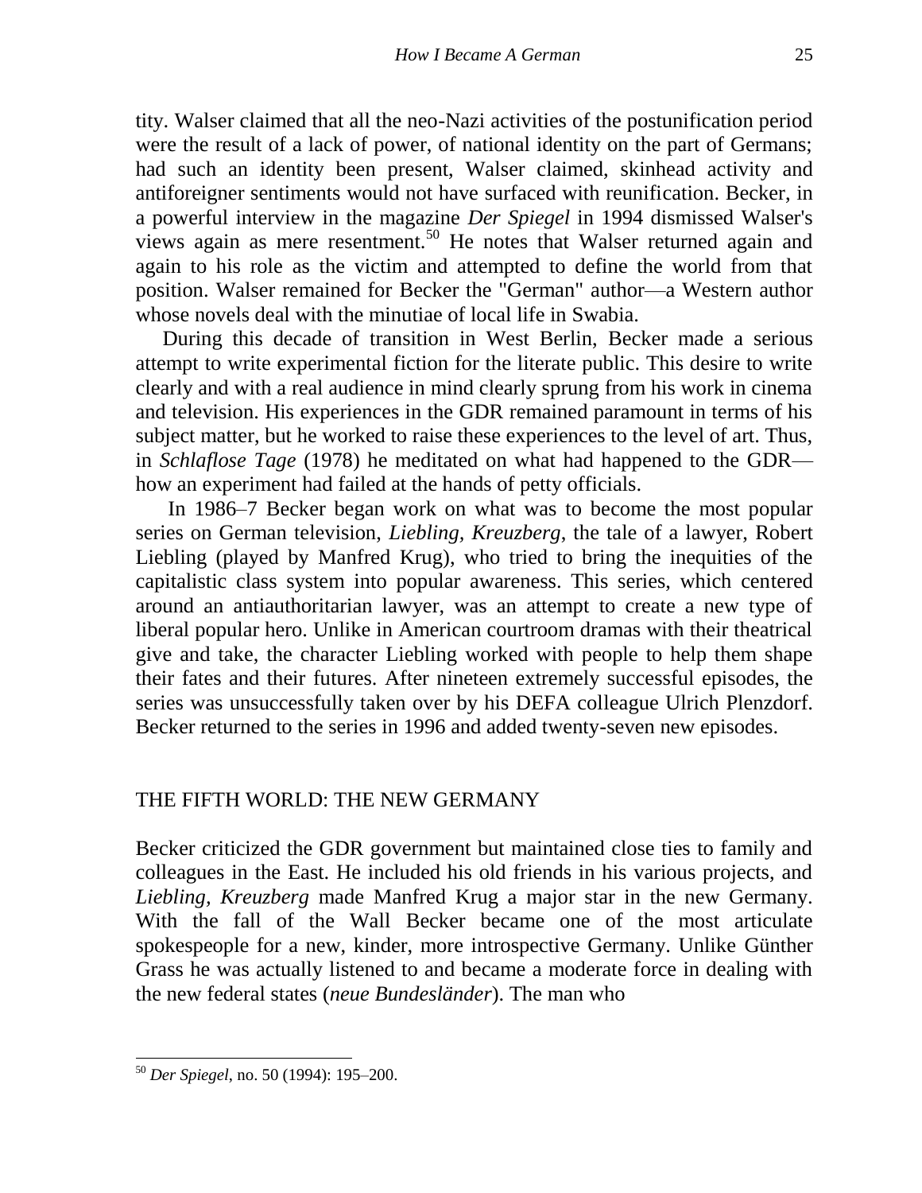tity. Walser claimed that all the neo-Nazi activities of the postunification period were the result of a lack of power, of national identity on the part of Germans; had such an identity been present, Walser claimed, skinhead activity and antiforeigner sentiments would not have surfaced with reunification. Becker, in a powerful interview in the magazine *Der Spiegel* in 1994 dismissed Walser's views again as mere resentment.[50] He notes that Walser returned again and again to his role as the victim and attempted to define the world from that position. Walser remained for Becker the "German" author—a Western author whose novels deal with the minutiae of local life in Swabia.

During this decade of transition in West Berlin, Becker made a serious attempt to write experimental fiction for the literate public. This desire to write clearly and with a real audience in mind clearly sprung from his work in cinema and television. His experiences in the GDR remained paramount in terms of his subject matter, but he worked to raise these experiences to the level of art. Thus, in *Schlaflose Tage* (1978) he meditated on what had happened to the GDR—how an experiment had failed at the hands of petty officials.

In 1986–7 Becker began work on what was to become the most popular series on German television, *Liebling, Kreuzberg*, the tale of a lawyer, Robert Liebling (played by Manfred Krug), who tried to bring the inequities of the capitalistic class system into popular awareness. This series, which centered around an antiauthoritarian lawyer, was an attempt to create a new type of liberal popular hero. Unlike in American courtroom dramas with their theatrical give and take, the character Liebling worked with people to help them shape their fates and their futures. After nineteen extremely successful episodes, the series was unsuccessfully taken over by his DEFA colleague Ulrich Plenzdorf. Becker returned to the series in 1996 and added twenty-seven new episodes.

## THE FIFTH WORLD: THE NEW GERMANY

Becker criticized the GDR government but maintained close ties to family and colleagues in the East. He included his old friends in his various projects, and *Liebling, Kreuzberg* made Manfred Krug a major star in the new Germany. With the fall of the Wall Becker became one of the most articulate spokespeople for a new, kinder, more introspective Germany. Unlike Günther Grass he was actually listened to and became a moderate force in dealing with the new federal states (*neue Bundesländer*). The man who

---

[50] *Der Spiegel*, no. 50 (1994): 195–200.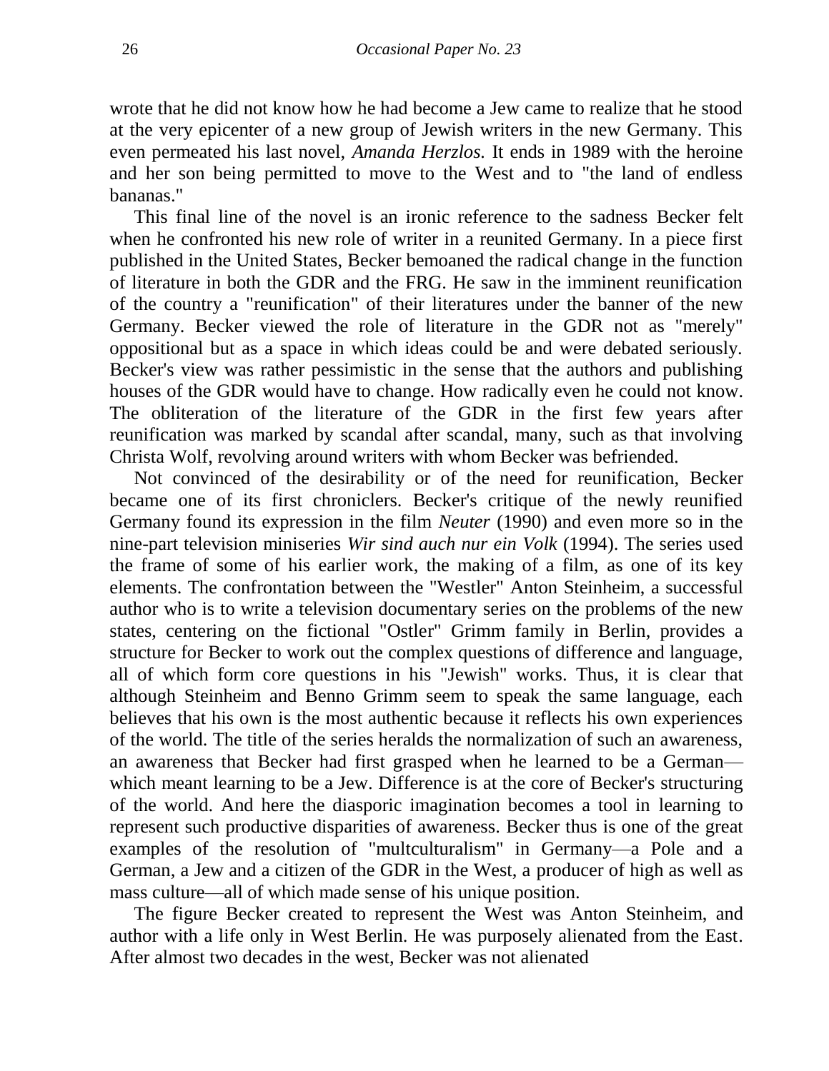wrote that he did not know how he had become a Jew came to realize that he stood at the very epicenter of a new group of Jewish writers in the new Germany. This even permeated his last novel, *Amanda Herzlos.* It ends in 1989 with the heroine and her son being permitted to move to the West and to "the land of endless bananas."

This final line of the novel is an ironic reference to the sadness Becker felt when he confronted his new role of writer in a reunited Germany. In a piece first published in the United States, Becker bemoaned the radical change in the function of literature in both the GDR and the FRG. He saw in the imminent reunification of the country a "reunification" of their literatures under the banner of the new Germany. Becker viewed the role of literature in the GDR not as "merely" oppositional but as a space in which ideas could be and were debated seriously. Becker's view was rather pessimistic in the sense that the authors and publishing houses of the GDR would have to change. How radically even he could not know. The obliteration of the literature of the GDR in the first few years after reunification was marked by scandal after scandal, many, such as that involving Christa Wolf, revolving around writers with whom Becker was befriended.

Not convinced of the desirability or of the need for reunification, Becker became one of its first chroniclers. Becker's critique of the newly reunified Germany found its expression in the film *Neuter* (1990) and even more so in the nine-part television miniseries *Wir sind auch nur ein Volk* (1994). The series used the frame of some of his earlier work, the making of a film, as one of its key elements. The confrontation between the "Westler" Anton Steinheim, a successful author who is to write a television documentary series on the problems of the new states, centering on the fictional "Ostler" Grimm family in Berlin, provides a structure for Becker to work out the complex questions of difference and language, all of which form core questions in his "Jewish" works. Thus, it is clear that although Steinheim and Benno Grimm seem to speak the same language, each believes that his own is the most authentic because it reflects his own experiences of the world. The title of the series heralds the normalization of such an awareness, an awareness that Becker had first grasped when he learned to be a German—which meant learning to be a Jew. Difference is at the core of Becker's structuring of the world. And here the diasporic imagination becomes a tool in learning to represent such productive disparities of awareness. Becker thus is one of the great examples of the resolution of "multculturalism" in Germany—a Pole and a German, a Jew and a citizen of the GDR in the West, a producer of high as well as mass culture—all of which made sense of his unique position.

The figure Becker created to represent the West was Anton Steinheim, and author with a life only in West Berlin. He was purposely alienated from the East. After almost two decades in the west, Becker was not alienated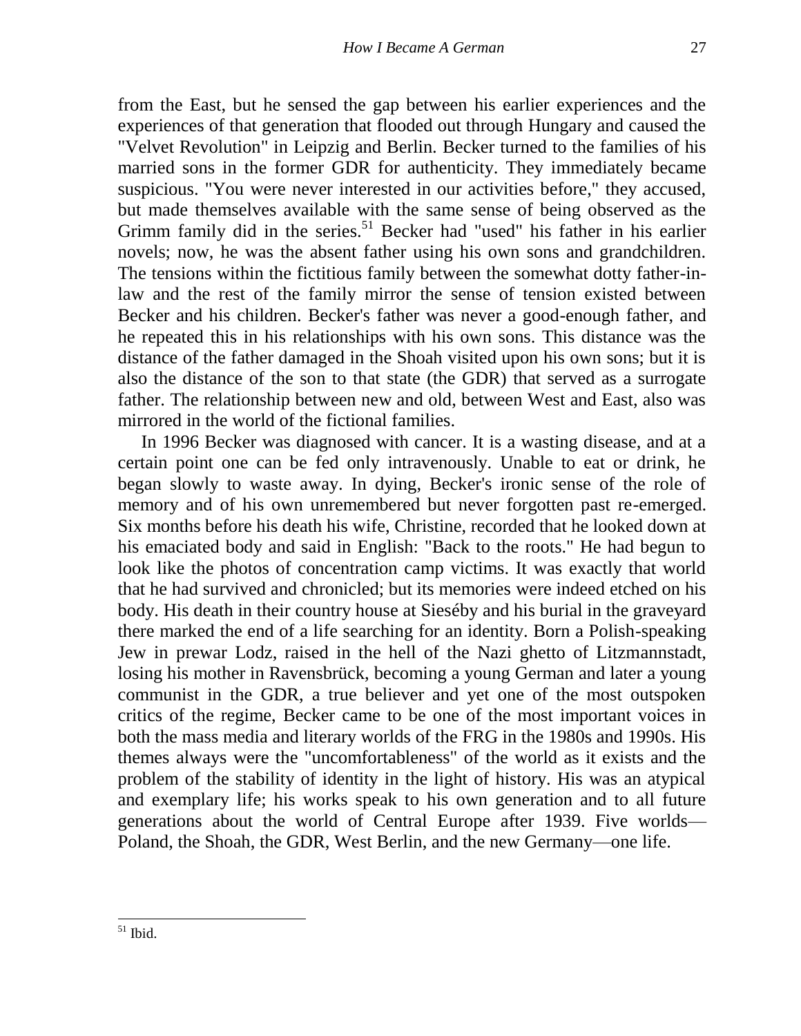from the East, but he sensed the gap between his earlier experiences and the experiences of that generation that flooded out through Hungary and caused the "Velvet Revolution" in Leipzig and Berlin. Becker turned to the families of his married sons in the former GDR for authenticity. They immediately became suspicious. "You were never interested in our activities before," they accused, but made themselves available with the same sense of being observed as the Grimm family did in the series.[51] Becker had "used" his father in his earlier novels; now, he was the absent father using his own sons and grandchildren. The tensions within the fictitious family between the somewhat dotty father-in-law and the rest of the family mirror the sense of tension existed between Becker and his children. Becker's father was never a good-enough father, and he repeated this in his relationships with his own sons. This distance was the distance of the father damaged in the Shoah visited upon his own sons; but it is also the distance of the son to that state (the GDR) that served as a surrogate father. The relationship between new and old, between West and East, also was mirrored in the world of the fictional families.

In 1996 Becker was diagnosed with cancer. It is a wasting disease, and at a certain point one can be fed only intravenously. Unable to eat or drink, he began slowly to waste away. In dying, Becker's ironic sense of the role of memory and of his own unremembered but never forgotten past re-emerged. Six months before his death his wife, Christine, recorded that he looked down at his emaciated body and said in English: "Back to the roots." He had begun to look like the photos of concentration camp victims. It was exactly that world that he had survived and chronicled; but its memories were indeed etched on his body. His death in their country house at Sieséby and his burial in the graveyard there marked the end of a life searching for an identity. Born a Polish-speaking Jew in prewar Lodz, raised in the hell of the Nazi ghetto of Litzmannstadt, losing his mother in Ravensbrück, becoming a young German and later a young communist in the GDR, a true believer and yet one of the most outspoken critics of the regime, Becker came to be one of the most important voices in both the mass media and literary worlds of the FRG in the 1980s and 1990s. His themes always were the "uncomfortableness" of the world as it exists and the problem of the stability of identity in the light of history. His was an atypical and exemplary life; his works speak to his own generation and to all future generations about the world of Central Europe after 1939. Five worlds—Poland, the Shoah, the GDR, West Berlin, and the new Germany—one life.

---

[51] Ibid.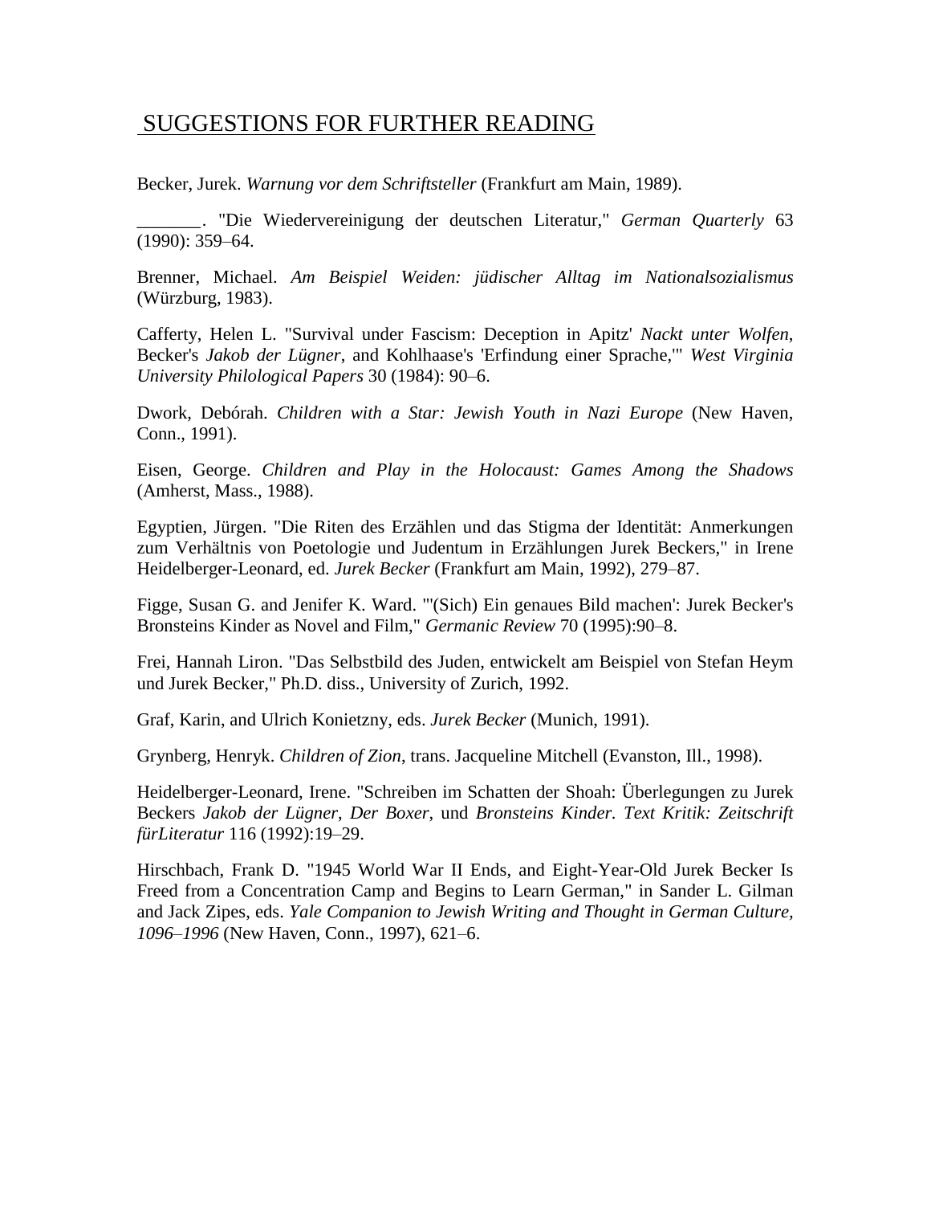## SUGGESTIONS FOR FURTHER READING

Becker, Jurek. *Warnung vor dem Schriftsteller* (Frankfurt am Main, 1989).

_______. "Die Wiedervereinigung der deutschen Literatur," *German Quarterly* 63 (1990): 359–64.

Brenner, Michael. *Am Beispiel Weiden: jüdischer Alltag im Nationalsozialismus* (Würzburg, 1983).

Cafferty, Helen L. "Survival under Fascism: Deception in Apitz' *Nackt unter Wolfen*, Becker's *Jakob der Lügner*, and Kohlhaase's 'Erfindung einer Sprache,'" *West Virginia University Philological Papers* 30 (1984): 90–6.

Dwork, Debórah. *Children with a Star: Jewish Youth in Nazi Europe* (New Haven, Conn., 1991).

Eisen, George. *Children and Play in the Holocaust: Games Among the Shadows* (Amherst, Mass., 1988).

Egyptien, Jürgen. "Die Riten des Erzählen und das Stigma der Identität: Anmerkungen zum Verhältnis von Poetologie und Judentum in Erzählungen Jurek Beckers," in Irene Heidelberger-Leonard, ed. *Jurek Becker* (Frankfurt am Main, 1992), 279–87.

Figge, Susan G. and Jenifer K. Ward. "'(Sich) Ein genaues Bild machen': Jurek Becker's Bronsteins Kinder as Novel and Film," *Germanic Review* 70 (1995):90–8.

Frei, Hannah Liron. "Das Selbstbild des Juden, entwickelt am Beispiel von Stefan Heym und Jurek Becker," Ph.D. diss., University of Zurich, 1992.

Graf, Karin, and Ulrich Konietzny, eds. *Jurek Becker* (Munich, 1991).

Grynberg, Henryk. *Children of Zion*, trans. Jacqueline Mitchell (Evanston, Ill., 1998).

Heidelberger-Leonard, Irene. "Schreiben im Schatten der Shoah: Überlegungen zu Jurek Beckers *Jakob der Lügner*, *Der Boxer*, und *Bronsteins Kinder. Text Kritik: Zeitschrift fürLiteratur* 116 (1992):19–29.

Hirschbach, Frank D. "1945 World War II Ends, and Eight-Year-Old Jurek Becker Is Freed from a Concentration Camp and Begins to Learn German," in Sander L. Gilman and Jack Zipes, eds. *Yale Companion to Jewish Writing and Thought in German Culture, 1096–1996* (New Haven, Conn., 1997), 621–6.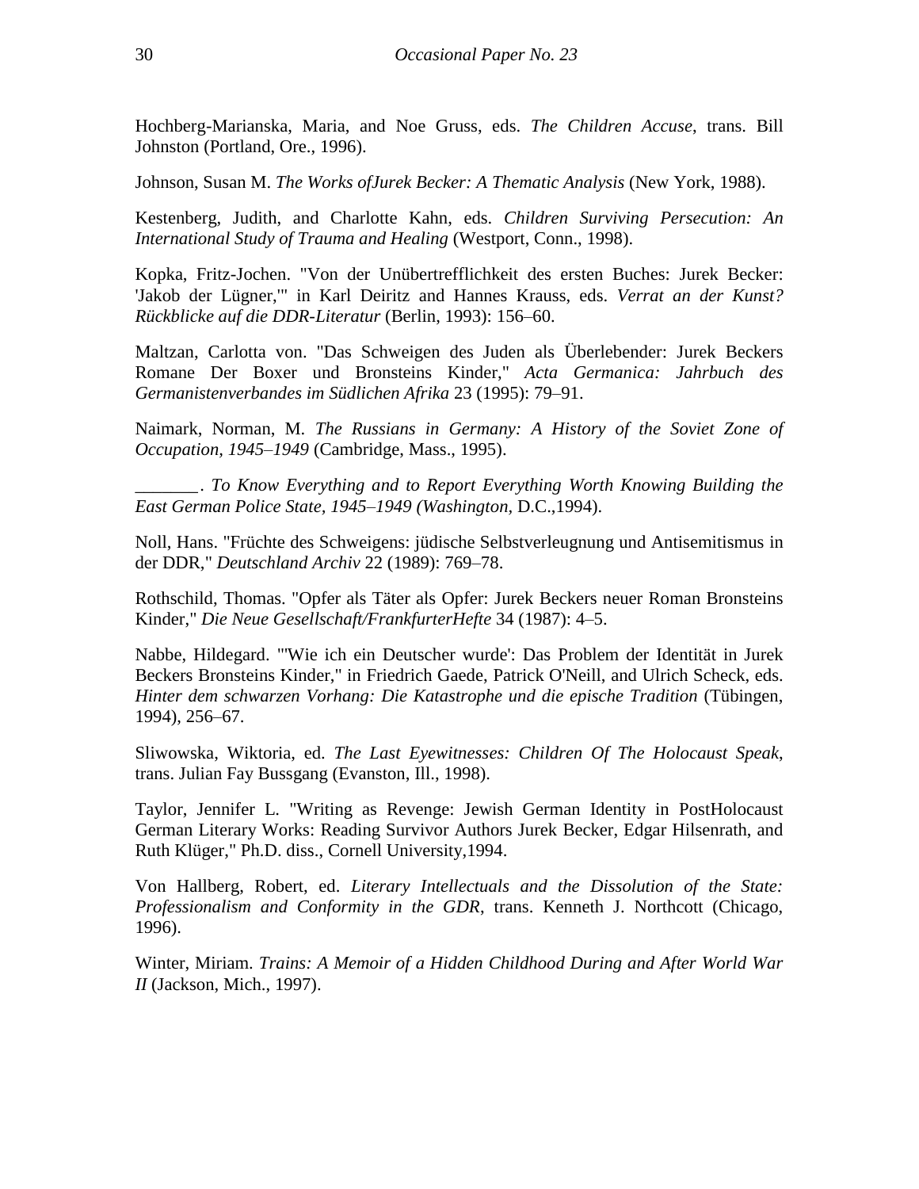Hochberg-Marianska, Maria, and Noe Gruss, eds. *The Children Accuse*, trans. Bill Johnston (Portland, Ore., 1996).

Johnson, Susan M. *The Works ofJurek Becker: A Thematic Analysis* (New York, 1988).

Kestenberg, Judith, and Charlotte Kahn, eds. *Children Surviving Persecution: An International Study of Trauma and Healing* (Westport, Conn., 1998).

Kopka, Fritz-Jochen. "Von der Unübertrefflichkeit des ersten Buches: Jurek Becker: 'Jakob der Lügner,'" in Karl Deiritz and Hannes Krauss, eds. *Verrat an der Kunst? Rückblicke auf die DDR-Literatur* (Berlin, 1993): 156–60.

Maltzan, Carlotta von. "Das Schweigen des Juden als Überlebender: Jurek Beckers Romane Der Boxer und Bronsteins Kinder," *Acta Germanica: Jahrbuch des Germanistenverbandes im Südlichen Afrika* 23 (1995): 79–91.

Naimark, Norman, M. *The Russians in Germany: A History of the Soviet Zone of Occupation, 1945–1949* (Cambridge, Mass., 1995).

_______. *To Know Everything and to Report Everything Worth Knowing Building the East German Police State, 1945–1949 (Washington,* D.C.,1994).

Noll, Hans. "Früchte des Schweigens: jüdische Selbstverleugnung und Antisemitismus in der DDR," *Deutschland Archiv* 22 (1989): 769–78.

Rothschild, Thomas. "Opfer als Täter als Opfer: Jurek Beckers neuer Roman Bronsteins Kinder," *Die Neue Gesellschaft/FrankfurterHefte* 34 (1987): 4–5.

Nabbe, Hildegard. "'Wie ich ein Deutscher wurde': Das Problem der Identität in Jurek Beckers Bronsteins Kinder," in Friedrich Gaede, Patrick O'Neill, and Ulrich Scheck, eds. *Hinter dem schwarzen Vorhang: Die Katastrophe und die epische Tradition* (Tübingen, 1994), 256–67.

Sliwowska, Wiktoria, ed. *The Last Eyewitnesses: Children Of The Holocaust Speak*, trans. Julian Fay Bussgang (Evanston, Ill., 1998).

Taylor, Jennifer L. "Writing as Revenge: Jewish German Identity in PostHolocaust German Literary Works: Reading Survivor Authors Jurek Becker, Edgar Hilsenrath, and Ruth Klüger," Ph.D. diss., Cornell University,1994.

Von Hallberg, Robert, ed. *Literary Intellectuals and the Dissolution of the State: Professionalism and Conformity in the GDR*, trans. Kenneth J. Northcott (Chicago, 1996).

Winter, Miriam. *Trains: A Memoir of a Hidden Childhood During and After World War II* (Jackson, Mich., 1997).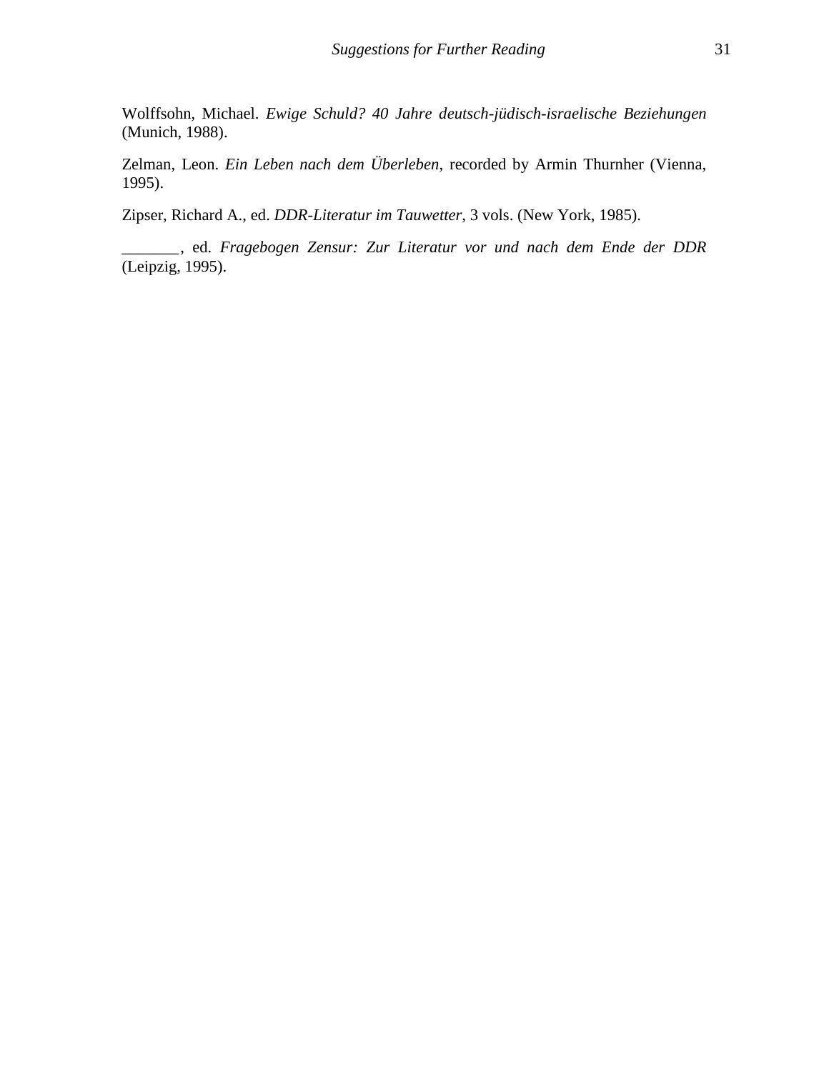Wolffsohn, Michael. *Ewige Schuld? 40 Jahre deutsch-jüdisch-israelische Beziehungen* (Munich, 1988).

Zelman, Leon. *Ein Leben nach dem Überleben*, recorded by Armin Thurnher (Vienna, 1995).

Zipser, Richard A., ed. *DDR-Literatur im Tauwetter*, 3 vols. (New York, 1985).

_______, ed. *Fragebogen Zensur: Zur Literatur vor und nach dem Ende der DDR* (Leipzig, 1995).